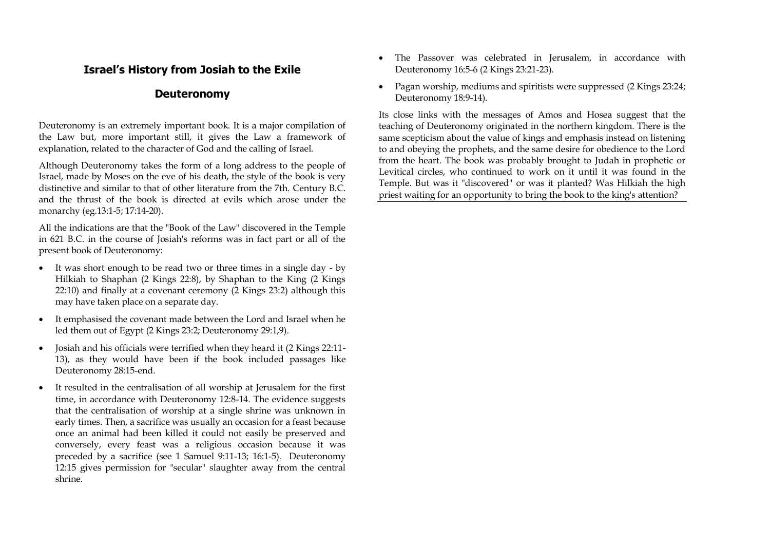## Israel's History from Josiah to the Exile

### Deuteronomy

Deuteronomy is an extremely important book. It is a major compilation of the Law but, more important still, it gives the Law a framework of explanation, related to the character of God and the calling of Israel.

Although Deuteronomy takes the form of a long address to the people of Israel, made by Moses on the eve of his death, the style of the book is very distinctive and similar to that of other literature from the 7th. Century B.C. and the thrust of the book is directed at evils which arose under the monarchy (eg.13:1-5; 17:14-20).

All the indications are that the "Book of the Law" discovered in the Temple in 621 B.C. in the course of Josiah's reforms was in fact part or all of the present book of Deuteronomy:

- It was short enough to be read two or three times in a single day - by Hilkiah to Shaphan (2 Kings 22:8), by Shaphan to the King (2 Kings 22:10) and finally at a covenant ceremony (2 Kings 23:2) although this may have taken place on a separate day.
- It emphasised the covenant made between the Lord and Israel when he led them out of Egypt (2 Kings 23:2; Deuteronomy 29:1,9).
- Josiah and his officials were terrified when they heard it (2 Kings 22:11-13), as they would have been if the book included passages like Deuteronomy 28:15-end.
- It resulted in the centralisation of all worship at Jerusalem for the first time, in accordance with Deuteronomy 12:8-14. The evidence suggests that the centralisation of worship at a single shrine was unknown in early times. Then, a sacrifice was usually an occasion for a feast because once an animal had been killed it could not easily be preserved and conversely, every feast was a religious occasion because it was preceded by a sacrifice (see 1 Samuel 9:11-13; 16:1-5). Deuteronomy 12:15 gives permission for "secular" slaughter away from the central shrine.
- The Passover was celebrated in Jerusalem, in accordance with Deuteronomy 16:5-6 (2 Kings 23:21-23).
- Pagan worship, mediums and spiritists were suppressed (2 Kings 23:24; Deuteronomy 18:9-14).

Its close links with the messages of Amos and Hosea suggest that the teaching of Deuteronomy originated in the northern kingdom. There is the same scepticism about the value of kings and emphasis instead on listening to and obeying the prophets, and the same desire for obedience to the Lord from the heart. The book was probably brought to Judah in prophetic or Levitical circles, who continued to work on it until it was found in the Temple. But was it "discovered" or was it planted? Was Hilkiah the high priest waiting for an opportunity to bring the book to the king's attention?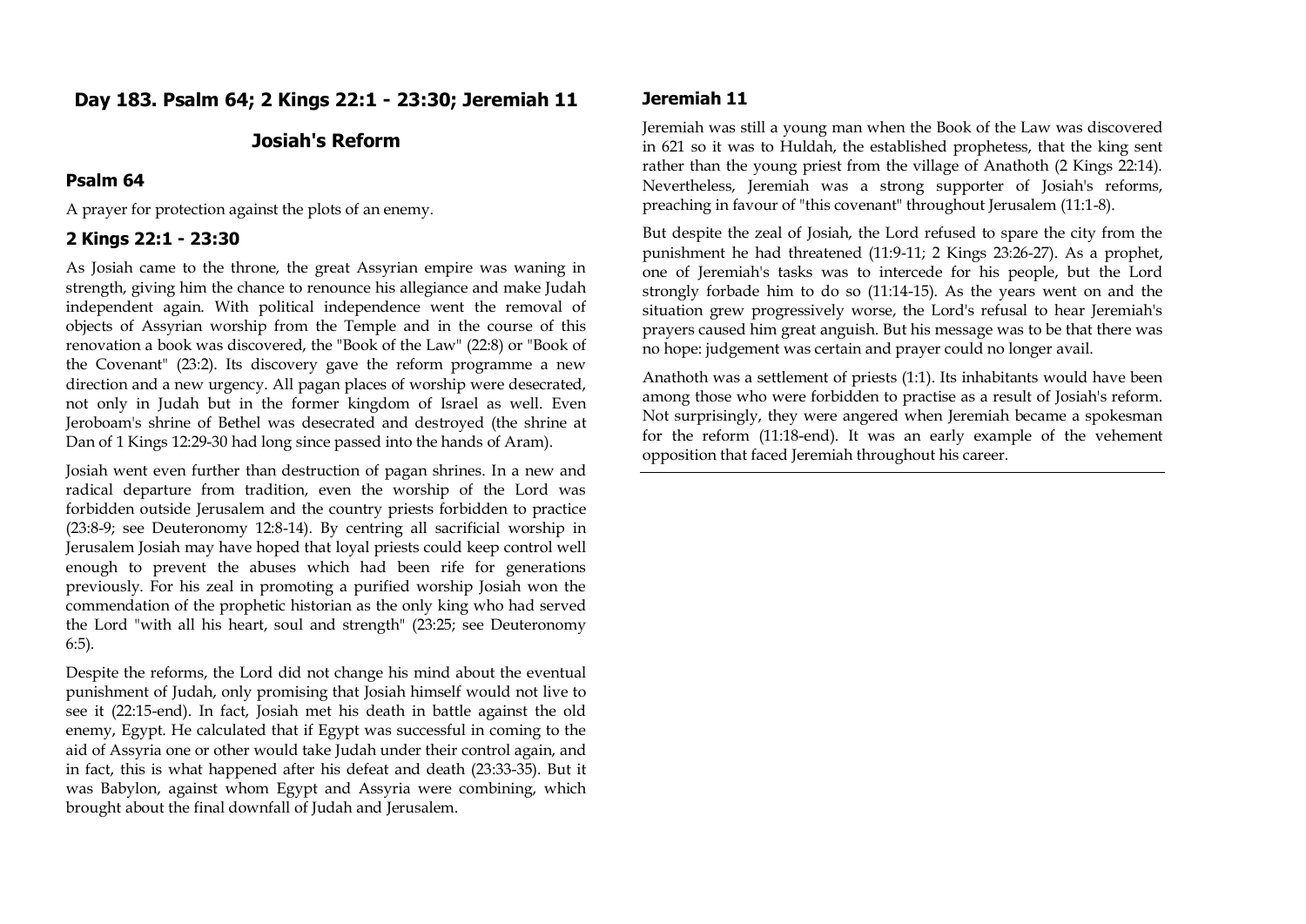## Day 183. Psalm 64; 2 Kings 22:1 - 23:30; Jeremiah 11

## Josiah's Reform

### Psalm 64

A prayer for protection against the plots of an enemy.

### 2 Kings 22:1 - 23:30

As Josiah came to the throne, the great Assyrian empire was waning in strength, giving him the chance to renounce his allegiance and make Judah independent again. With political independence went the removal of objects of Assyrian worship from the Temple and in the course of this renovation a book was discovered, the "Book of the Law" (22:8) or "Book of the Covenant" (23:2). Its discovery gave the reform programme a new direction and a new urgency. All pagan places of worship were desecrated, not only in Judah but in the former kingdom of Israel as well. Even Jeroboam's shrine of Bethel was desecrated and destroyed (the shrine at Dan of 1 Kings 12:29-30 had long since passed into the hands of Aram).

Josiah went even further than destruction of pagan shrines. In a new and radical departure from tradition, even the worship of the Lord was forbidden outside Jerusalem and the country priests forbidden to practice (23:8-9; see Deuteronomy 12:8-14). By centring all sacrificial worship in Jerusalem Josiah may have hoped that loyal priests could keep control well enough to prevent the abuses which had been rife for generations previously. For his zeal in promoting a purified worship Josiah won the commendation of the prophetic historian as the only king who had served the Lord "with all his heart, soul and strength" (23:25; see Deuteronomy 6:5).

Despite the reforms, the Lord did not change his mind about the eventual punishment of Judah, only promising that Josiah himself would not live to see it (22:15-end). In fact, Josiah met his death in battle against the old enemy, Egypt. He calculated that if Egypt was successful in coming to the aid of Assyria one or other would take Judah under their control again, and in fact, this is what happened after his defeat and death (23:33-35). But it was Babylon, against whom Egypt and Assyria were combining, which brought about the final downfall of Judah and Jerusalem.

### Jeremiah 11

Jeremiah was still a young man when the Book of the Law was discovered in 621 so it was to Huldah, the established prophetess, that the king sent rather than the young priest from the village of Anathoth (2 Kings 22:14). Nevertheless, Jeremiah was a strong supporter of Josiah's reforms, preaching in favour of "this covenant" throughout Jerusalem (11:1-8).

But despite the zeal of Josiah, the Lord refused to spare the city from the punishment he had threatened (11:9-11; 2 Kings 23:26-27). As a prophet, one of Jeremiah's tasks was to intercede for his people, but the Lord strongly forbade him to do so (11:14-15). As the years went on and the situation grew progressively worse, the Lord's refusal to hear Jeremiah's prayers caused him great anguish. But his message was to be that there was no hope: judgement was certain and prayer could no longer avail.

Anathoth was a settlement of priests (1:1). Its inhabitants would have been among those who were forbidden to practise as a result of Josiah's reform. Not surprisingly, they were angered when Jeremiah became a spokesman for the reform (11:18-end). It was an early example of the vehement opposition that faced Jeremiah throughout his career.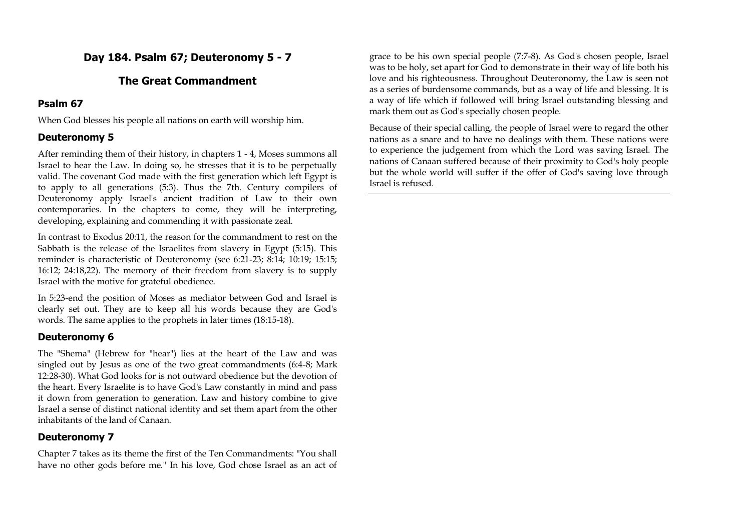# Day 184. Psalm 67; Deuteronomy 5 - 7

## The Great Commandment

### Psalm 67

When God blesses his people all nations on earth will worship him.

### Deuteronomy 5

After reminding them of their history, in chapters 1 - 4, Moses summons all Israel to hear the Law. In doing so, he stresses that it is to be perpetually valid. The covenant God made with the first generation which left Egypt is to apply to all generations (5:3). Thus the 7th. Century compilers of Deuteronomy apply Israel's ancient tradition of Law to their own contemporaries. In the chapters to come, they will be interpreting, developing, explaining and commending it with passionate zeal.

In contrast to Exodus 20:11, the reason for the commandment to rest on the Sabbath is the release of the Israelites from slavery in Egypt (5:15). This reminder is characteristic of Deuteronomy (see 6:21-23; 8:14; 10:19; 15:15; 16:12; 24:18,22). The memory of their freedom from slavery is to supply Israel with the motive for grateful obedience.

In 5:23-end the position of Moses as mediator between God and Israel is clearly set out. They are to keep all his words because they are God's words. The same applies to the prophets in later times (18:15-18).

### Deuteronomy 6

The "Shema" (Hebrew for "hear") lies at the heart of the Law and was singled out by Jesus as one of the two great commandments (6:4-8; Mark 12:28-30). What God looks for is not outward obedience but the devotion of the heart. Every Israelite is to have God's Law constantly in mind and pass it down from generation to generation. Law and history combine to give Israel a sense of distinct national identity and set them apart from the other inhabitants of the land of Canaan.

### Deuteronomy 7

Chapter 7 takes as its theme the first of the Ten Commandments: "You shall have no other gods before me." In his love, God chose Israel as an act of grace to be his own special people (7:7-8). As God's chosen people, Israel was to be holy, set apart for God to demonstrate in their way of life both his love and his righteousness. Throughout Deuteronomy, the Law is seen not as a series of burdensome commands, but as a way of life and blessing. It is a way of life which if followed will bring Israel outstanding blessing and mark them out as God's specially chosen people.

Because of their special calling, the people of Israel were to regard the other nations as a snare and to have no dealings with them. These nations were to experience the judgement from which the Lord was saving Israel. The nations of Canaan suffered because of their proximity to God's holy people but the whole world will suffer if the offer of God's saving love through Israel is refused.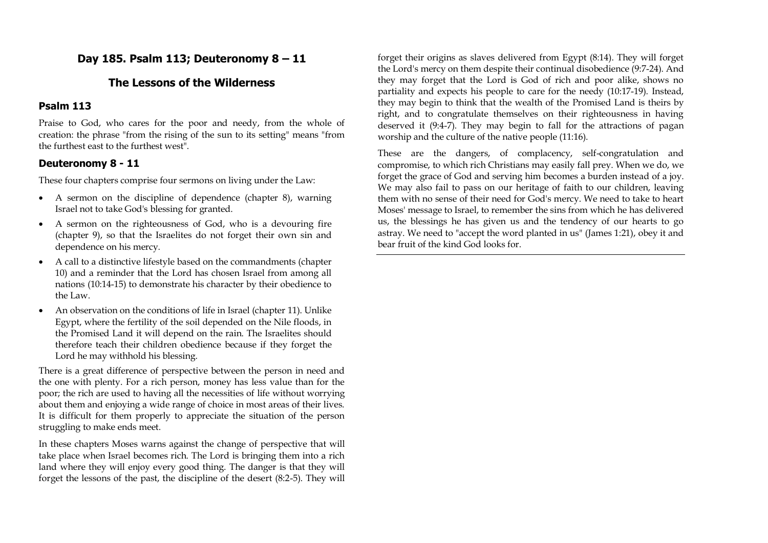## Day 185. Psalm 113; Deuteronomy 8 – 11

## The Lessons of the Wilderness

### Psalm 113

Praise to God, who cares for the poor and needy, from the whole of creation: the phrase "from the rising of the sun to its setting" means "from the furthest east to the furthest west".

### Deuteronomy 8 - 11

These four chapters comprise four sermons on living under the Law:

- A sermon on the discipline of dependence (chapter 8), warning Israel not to take God's blessing for granted.
- A sermon on the righteousness of God, who is a devouring fire (chapter 9), so that the Israelites do not forget their own sin and dependence on his mercy.
- A call to a distinctive lifestyle based on the commandments (chapter 10) and a reminder that the Lord has chosen Israel from among all nations (10:14-15) to demonstrate his character by their obedience to the Law.
- An observation on the conditions of life in Israel (chapter 11). Unlike Egypt, where the fertility of the soil depended on the Nile floods, in the Promised Land it will depend on the rain. The Israelites should therefore teach their children obedience because if they forget the Lord he may withhold his blessing.

There is a great difference of perspective between the person in need and the one with plenty. For a rich person, money has less value than for the poor; the rich are used to having all the necessities of life without worrying about them and enjoying a wide range of choice in most areas of their lives. It is difficult for them properly to appreciate the situation of the person struggling to make ends meet.

In these chapters Moses warns against the change of perspective that will take place when Israel becomes rich. The Lord is bringing them into a rich land where they will enjoy every good thing. The danger is that they will forget the lessons of the past, the discipline of the desert (8:2-5). They will forget their origins as slaves delivered from Egypt (8:14). They will forget the Lord's mercy on them despite their continual disobedience (9:7-24). And they may forget that the Lord is God of rich and poor alike, shows no partiality and expects his people to care for the needy (10:17-19). Instead, they may begin to think that the wealth of the Promised Land is theirs by right, and to congratulate themselves on their righteousness in having deserved it (9:4-7). They may begin to fall for the attractions of pagan worship and the culture of the native people (11:16).

These are the dangers, of complacency, self-congratulation and compromise, to which rich Christians may easily fall prey. When we do, we forget the grace of God and serving him becomes a burden instead of a joy. We may also fail to pass on our heritage of faith to our children, leaving them with no sense of their need for God's mercy. We need to take to heart Moses' message to Israel, to remember the sins from which he has delivered us, the blessings he has given us and the tendency of our hearts to go astray. We need to "accept the word planted in us" (James 1:21), obey it and bear fruit of the kind God looks for.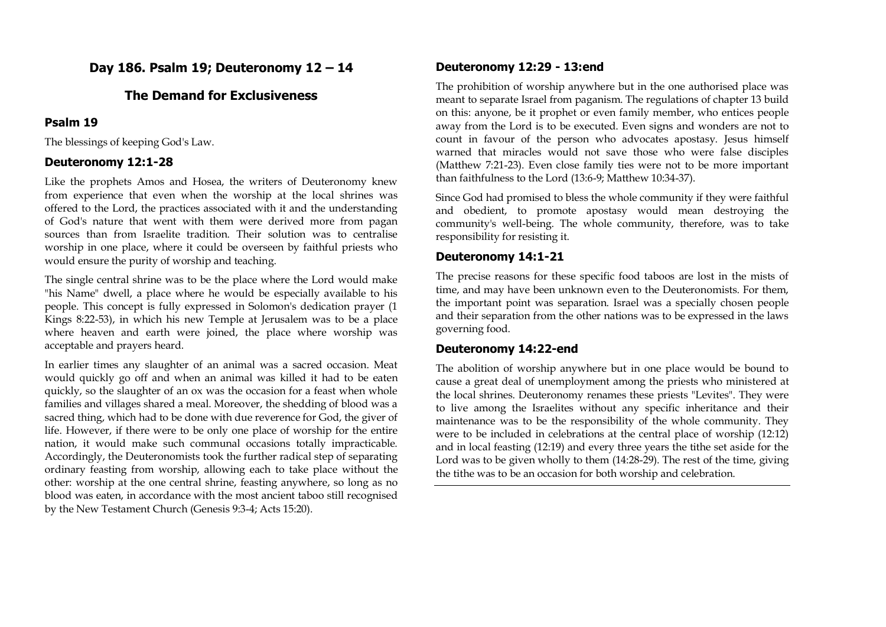# Day 186. Psalm 19; Deuteronomy 12 – 14

## The Demand for Exclusiveness

### Psalm 19

The blessings of keeping God's Law.

### Deuteronomy 12:1-28

Like the prophets Amos and Hosea, the writers of Deuteronomy knew from experience that even when the worship at the local shrines was offered to the Lord, the practices associated with it and the understanding of God's nature that went with them were derived more from pagan sources than from Israelite tradition. Their solution was to centralise worship in one place, where it could be overseen by faithful priests who would ensure the purity of worship and teaching.

The single central shrine was to be the place where the Lord would make "his Name" dwell, a place where he would be especially available to his people. This concept is fully expressed in Solomon's dedication prayer (1 Kings 8:22-53), in which his new Temple at Jerusalem was to be a place where heaven and earth were joined, the place where worship was acceptable and prayers heard.

In earlier times any slaughter of an animal was a sacred occasion. Meat would quickly go off and when an animal was killed it had to be eaten quickly, so the slaughter of an ox was the occasion for a feast when whole families and villages shared a meal. Moreover, the shedding of blood was a sacred thing, which had to be done with due reverence for God, the giver of life. However, if there were to be only one place of worship for the entire nation, it would make such communal occasions totally impracticable. Accordingly, the Deuteronomists took the further radical step of separating ordinary feasting from worship, allowing each to take place without the other: worship at the one central shrine, feasting anywhere, so long as no blood was eaten, in accordance with the most ancient taboo still recognised by the New Testament Church (Genesis 9:3-4; Acts 15:20).

### Deuteronomy 12:29 - 13:end

The prohibition of worship anywhere but in the one authorised place was meant to separate Israel from paganism. The regulations of chapter 13 build on this: anyone, be it prophet or even family member, who entices people away from the Lord is to be executed. Even signs and wonders are not to count in favour of the person who advocates apostasy. Jesus himself warned that miracles would not save those who were false disciples (Matthew 7:21-23). Even close family ties were not to be more important than faithfulness to the Lord (13:6-9; Matthew 10:34-37).

Since God had promised to bless the whole community if they were faithful and obedient, to promote apostasy would mean destroying the community's well-being. The whole community, therefore, was to take responsibility for resisting it.

### Deuteronomy 14:1-21

The precise reasons for these specific food taboos are lost in the mists of time, and may have been unknown even to the Deuteronomists. For them, the important point was separation. Israel was a specially chosen people and their separation from the other nations was to be expressed in the laws governing food.

### Deuteronomy 14:22-end

The abolition of worship anywhere but in one place would be bound to cause a great deal of unemployment among the priests who ministered at the local shrines. Deuteronomy renames these priests "Levites". They were to live among the Israelites without any specific inheritance and their maintenance was to be the responsibility of the whole community. They were to be included in celebrations at the central place of worship (12:12) and in local feasting (12:19) and every three years the tithe set aside for the Lord was to be given wholly to them (14:28-29). The rest of the time, giving the tithe was to be an occasion for both worship and celebration.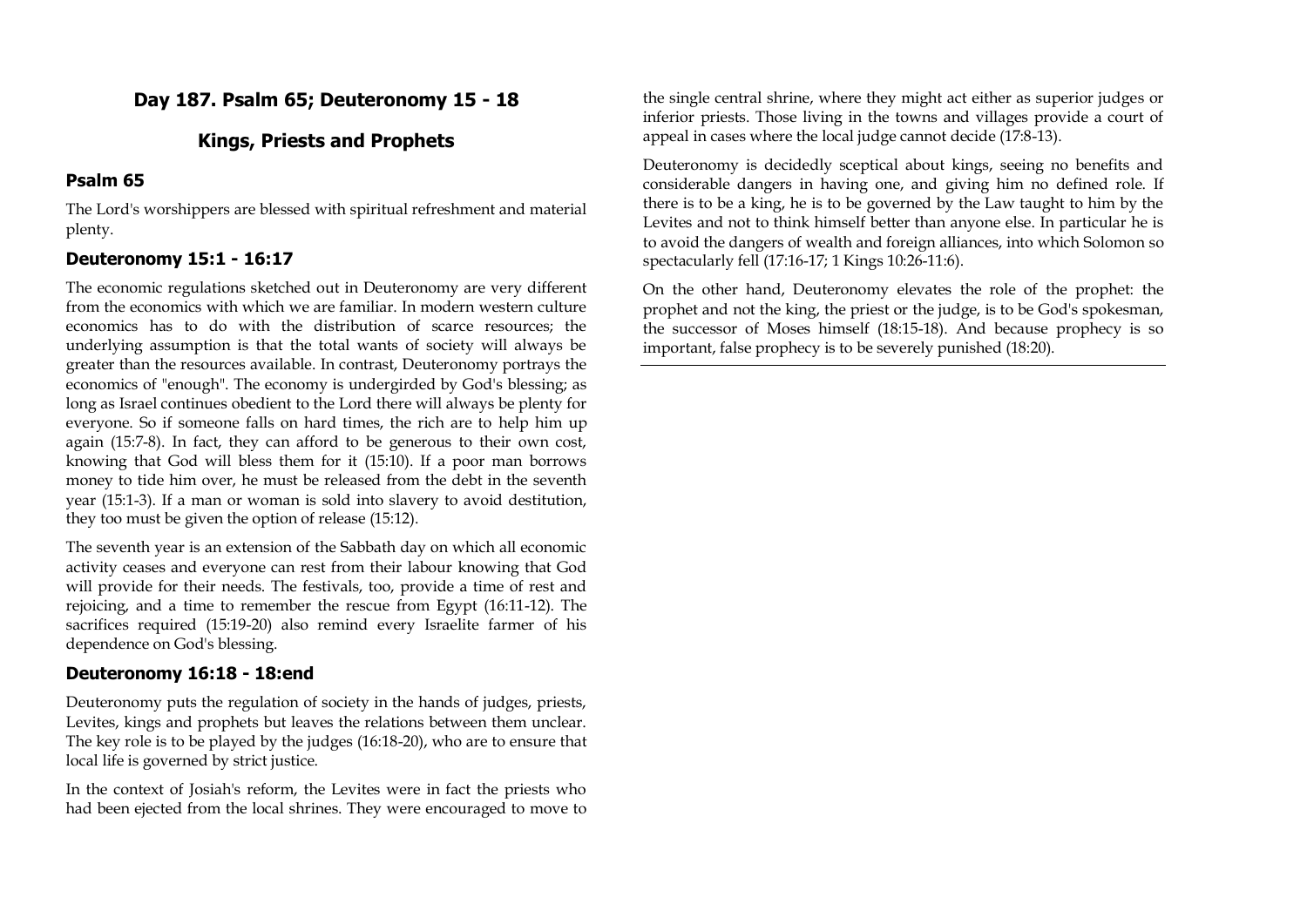## Day 187. Psalm 65; Deuteronomy 15 - 18

## Kings, Priests and Prophets

### Psalm 65

The Lord's worshippers are blessed with spiritual refreshment and material plenty.

### Deuteronomy 15:1 - 16:17

The economic regulations sketched out in Deuteronomy are very different from the economics with which we are familiar. In modern western culture economics has to do with the distribution of scarce resources; the underlying assumption is that the total wants of society will always be greater than the resources available. In contrast, Deuteronomy portrays the economics of "enough". The economy is undergirded by God's blessing; as long as Israel continues obedient to the Lord there will always be plenty for everyone. So if someone falls on hard times, the rich are to help him up again (15:7-8). In fact, they can afford to be generous to their own cost, knowing that God will bless them for it (15:10). If a poor man borrows money to tide him over, he must be released from the debt in the seventh year (15:1-3). If a man or woman is sold into slavery to avoid destitution, they too must be given the option of release (15:12).

The seventh year is an extension of the Sabbath day on which all economic activity ceases and everyone can rest from their labour knowing that God will provide for their needs. The festivals, too, provide a time of rest and rejoicing, and a time to remember the rescue from Egypt (16:11-12). The sacrifices required (15:19-20) also remind every Israelite farmer of his dependence on God's blessing.

### Deuteronomy 16:18 - 18:end

Deuteronomy puts the regulation of society in the hands of judges, priests, Levites, kings and prophets but leaves the relations between them unclear. The key role is to be played by the judges (16:18-20), who are to ensure that local life is governed by strict justice.

In the context of Josiah's reform, the Levites were in fact the priests who had been ejected from the local shrines. They were encouraged to move to the single central shrine, where they might act either as superior judges or inferior priests. Those living in the towns and villages provide a court of appeal in cases where the local judge cannot decide (17:8-13).

Deuteronomy is decidedly sceptical about kings, seeing no benefits and considerable dangers in having one, and giving him no defined role. If there is to be a king, he is to be governed by the Law taught to him by the Levites and not to think himself better than anyone else. In particular he is to avoid the dangers of wealth and foreign alliances, into which Solomon so spectacularly fell (17:16-17; 1 Kings 10:26-11:6).

On the other hand, Deuteronomy elevates the role of the prophet: the prophet and not the king, the priest or the judge, is to be God's spokesman, the successor of Moses himself (18:15-18). And because prophecy is so important, false prophecy is to be severely punished (18:20).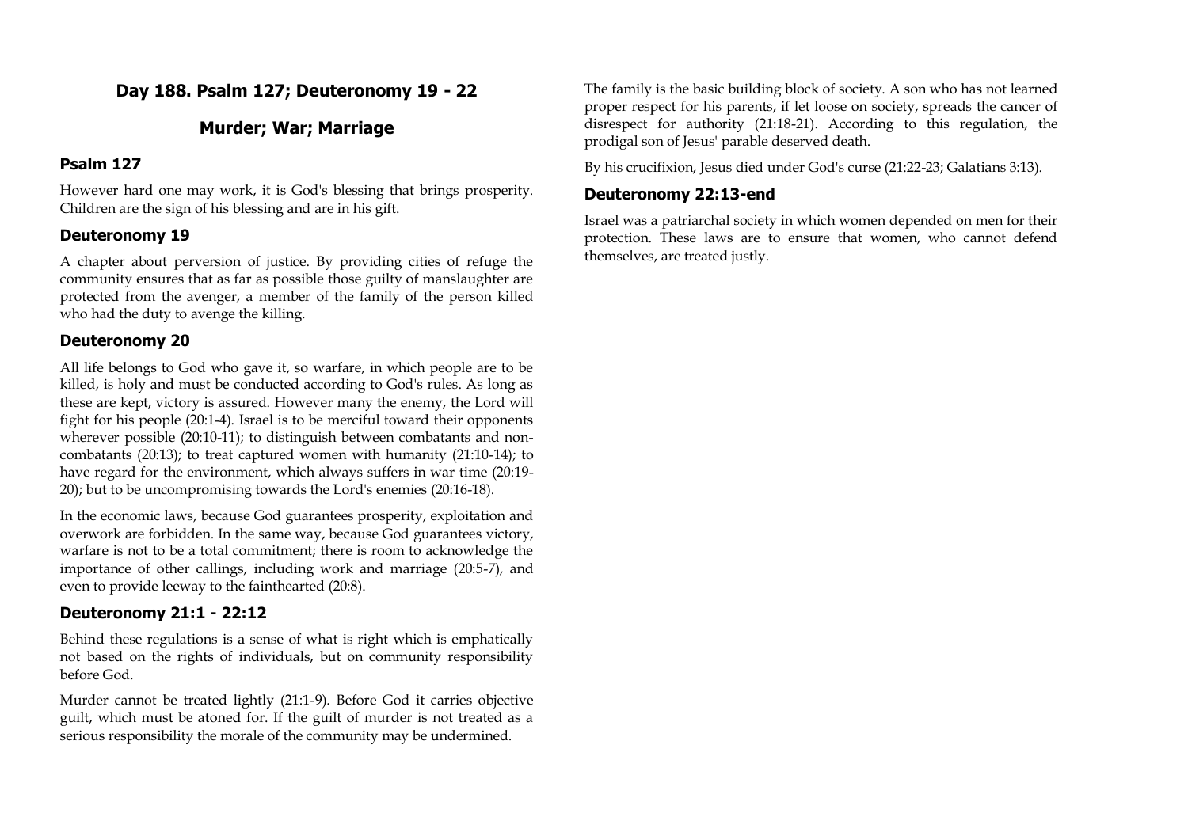## Day 188. Psalm 127; Deuteronomy 19 - 22

## Murder; War; Marriage

### Psalm 127

However hard one may work, it is God's blessing that brings prosperity. Children are the sign of his blessing and are in his gift.

### Deuteronomy 19

A chapter about perversion of justice. By providing cities of refuge the community ensures that as far as possible those guilty of manslaughter are protected from the avenger, a member of the family of the person killed who had the duty to avenge the killing.

### Deuteronomy 20

All life belongs to God who gave it, so warfare, in which people are to be killed, is holy and must be conducted according to God's rules. As long as these are kept, victory is assured. However many the enemy, the Lord will fight for his people (20:1-4). Israel is to be merciful toward their opponents wherever possible (20:10-11); to distinguish between combatants and non-combatants (20:13); to treat captured women with humanity (21:10-14); to have regard for the environment, which always suffers in war time (20:19-20); but to be uncompromising towards the Lord's enemies (20:16-18).

In the economic laws, because God guarantees prosperity, exploitation and overwork are forbidden. In the same way, because God guarantees victory, warfare is not to be a total commitment; there is room to acknowledge the importance of other callings, including work and marriage (20:5-7), and even to provide leeway to the fainthearted (20:8).

### Deuteronomy 21:1 - 22:12

Behind these regulations is a sense of what is right which is emphatically not based on the rights of individuals, but on community responsibility before God.

Murder cannot be treated lightly (21:1-9). Before God it carries objective guilt, which must be atoned for. If the guilt of murder is not treated as a serious responsibility the morale of the community may be undermined.

The family is the basic building block of society. A son who has not learned proper respect for his parents, if let loose on society, spreads the cancer of disrespect for authority (21:18-21). According to this regulation, the prodigal son of Jesus' parable deserved death.

By his crucifixion, Jesus died under God's curse (21:22-23; Galatians 3:13).

### Deuteronomy 22:13-end

Israel was a patriarchal society in which women depended on men for their protection. These laws are to ensure that women, who cannot defend themselves, are treated justly.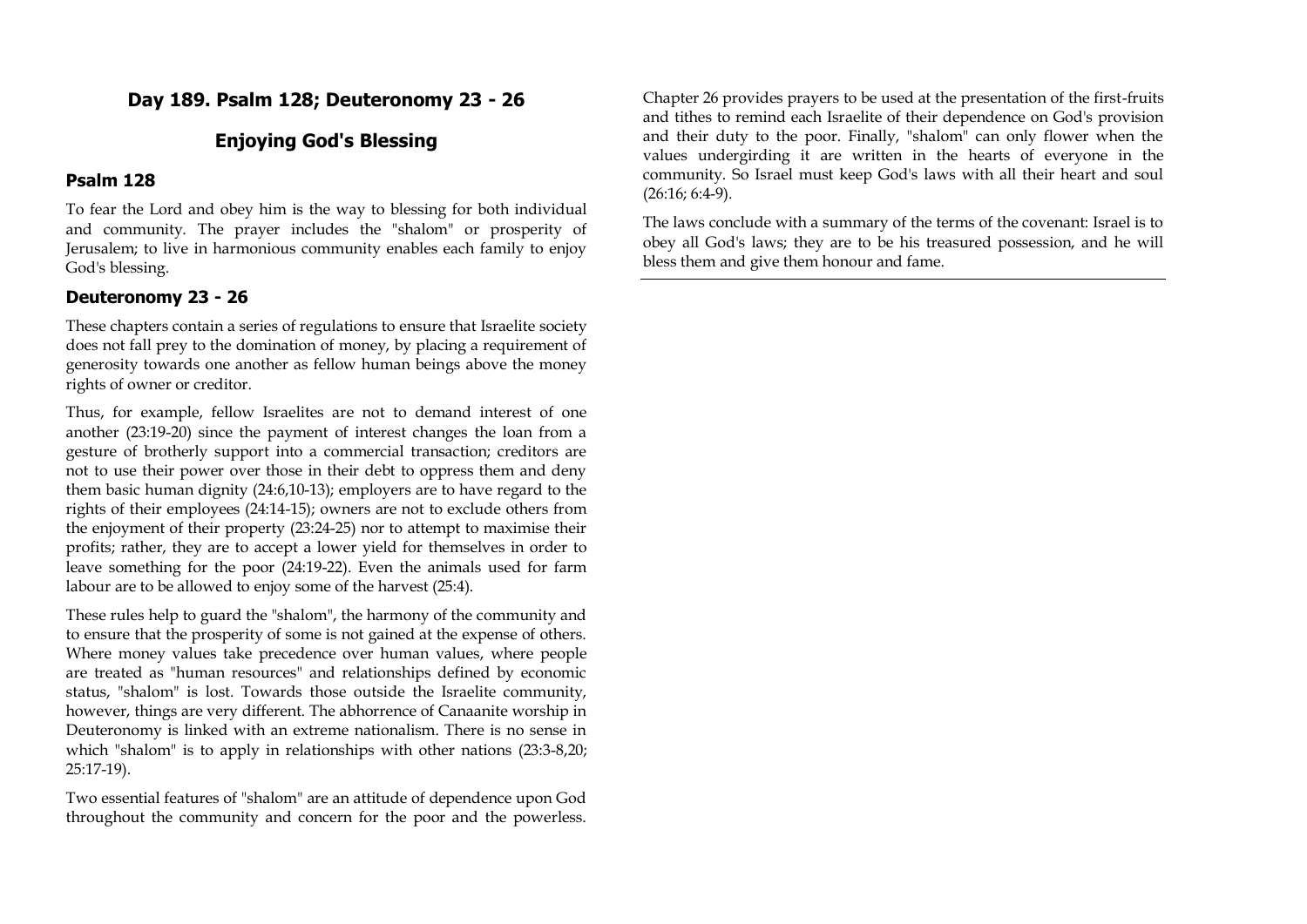## Day 189. Psalm 128; Deuteronomy 23 - 26

## Enjoying God's Blessing

### Psalm 128

To fear the Lord and obey him is the way to blessing for both individual and community. The prayer includes the "shalom" or prosperity of Jerusalem; to live in harmonious community enables each family to enjoy God's blessing.

### Deuteronomy 23 - 26

These chapters contain a series of regulations to ensure that Israelite society does not fall prey to the domination of money, by placing a requirement of generosity towards one another as fellow human beings above the money rights of owner or creditor.

Thus, for example, fellow Israelites are not to demand interest of one another (23:19-20) since the payment of interest changes the loan from a gesture of brotherly support into a commercial transaction; creditors are not to use their power over those in their debt to oppress them and deny them basic human dignity (24:6,10-13); employers are to have regard to the rights of their employees (24:14-15); owners are not to exclude others from the enjoyment of their property (23:24-25) nor to attempt to maximise their profits; rather, they are to accept a lower yield for themselves in order to leave something for the poor (24:19-22). Even the animals used for farm labour are to be allowed to enjoy some of the harvest (25:4).

These rules help to guard the "shalom", the harmony of the community and to ensure that the prosperity of some is not gained at the expense of others. Where money values take precedence over human values, where people are treated as "human resources" and relationships defined by economic status, "shalom" is lost. Towards those outside the Israelite community, however, things are very different. The abhorrence of Canaanite worship in Deuteronomy is linked with an extreme nationalism. There is no sense in which "shalom" is to apply in relationships with other nations (23:3-8,20; 25:17-19).

Two essential features of "shalom" are an attitude of dependence upon God throughout the community and concern for the poor and the powerless. Chapter 26 provides prayers to be used at the presentation of the first-fruits and tithes to remind each Israelite of their dependence on God's provision and their duty to the poor. Finally, "shalom" can only flower when the values undergirding it are written in the hearts of everyone in the community. So Israel must keep God's laws with all their heart and soul (26:16; 6:4-9).

The laws conclude with a summary of the terms of the covenant: Israel is to obey all God's laws; they are to be his treasured possession, and he will bless them and give them honour and fame.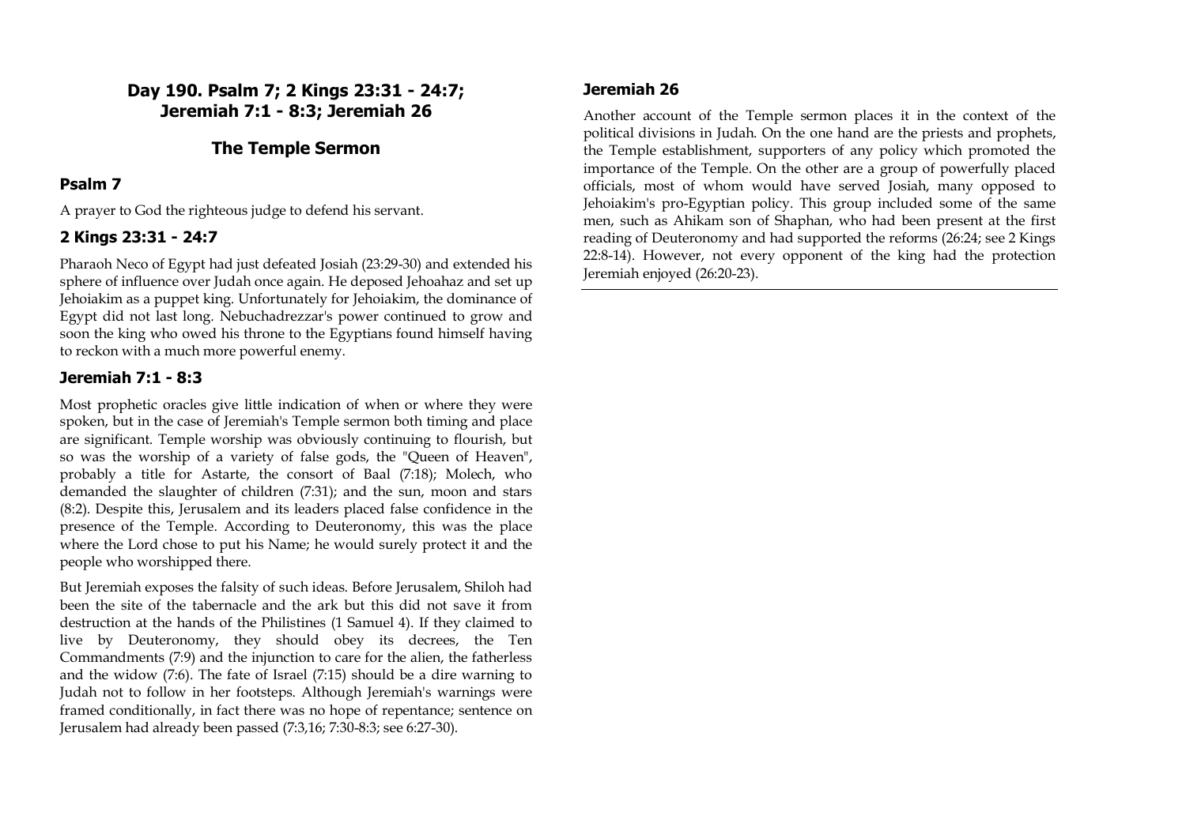## Day 190. Psalm 7; 2 Kings 23:31 - 24:7; Jeremiah 7:1 - 8:3; Jeremiah 26

## The Temple Sermon

### Psalm 7

A prayer to God the righteous judge to defend his servant.

### 2 Kings 23:31 - 24:7

Pharaoh Neco of Egypt had just defeated Josiah (23:29-30) and extended his sphere of influence over Judah once again. He deposed Jehoahaz and set up Jehoiakim as a puppet king. Unfortunately for Jehoiakim, the dominance of Egypt did not last long. Nebuchadrezzar's power continued to grow and soon the king who owed his throne to the Egyptians found himself having to reckon with a much more powerful enemy.

### Jeremiah 7:1 - 8:3

Most prophetic oracles give little indication of when or where they were spoken, but in the case of Jeremiah's Temple sermon both timing and place are significant. Temple worship was obviously continuing to flourish, but so was the worship of a variety of false gods, the "Queen of Heaven", probably a title for Astarte, the consort of Baal (7:18); Molech, who demanded the slaughter of children (7:31); and the sun, moon and stars (8:2). Despite this, Jerusalem and its leaders placed false confidence in the presence of the Temple. According to Deuteronomy, this was the place where the Lord chose to put his Name; he would surely protect it and the people who worshipped there.

But Jeremiah exposes the falsity of such ideas. Before Jerusalem, Shiloh had been the site of the tabernacle and the ark but this did not save it from destruction at the hands of the Philistines (1 Samuel 4). If they claimed to live by Deuteronomy, they should obey its decrees, the Ten Commandments (7:9) and the injunction to care for the alien, the fatherless and the widow (7:6). The fate of Israel (7:15) should be a dire warning to Judah not to follow in her footsteps. Although Jeremiah's warnings were framed conditionally, in fact there was no hope of repentance; sentence on Jerusalem had already been passed (7:3,16; 7:30-8:3; see 6:27-30).

### Jeremiah 26

Another account of the Temple sermon places it in the context of the political divisions in Judah. On the one hand are the priests and prophets, the Temple establishment, supporters of any policy which promoted the importance of the Temple. On the other are a group of powerfully placed officials, most of whom would have served Josiah, many opposed to Jehoiakim's pro-Egyptian policy. This group included some of the same men, such as Ahikam son of Shaphan, who had been present at the first reading of Deuteronomy and had supported the reforms (26:24; see 2 Kings 22:8-14). However, not every opponent of the king had the protection Jeremiah enjoyed (26:20-23).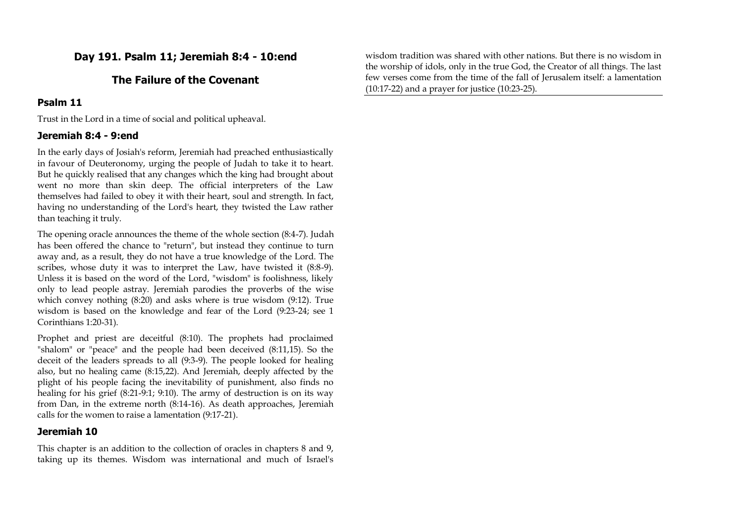## Day 191. Psalm 11; Jeremiah 8:4 - 10:end

## The Failure of the Covenant

### Psalm 11

Trust in the Lord in a time of social and political upheaval.

### Jeremiah 8:4 - 9:end

In the early days of Josiah's reform, Jeremiah had preached enthusiastically in favour of Deuteronomy, urging the people of Judah to take it to heart. But he quickly realised that any changes which the king had brought about went no more than skin deep. The official interpreters of the Law themselves had failed to obey it with their heart, soul and strength. In fact, having no understanding of the Lord's heart, they twisted the Law rather than teaching it truly.

The opening oracle announces the theme of the whole section (8:4-7). Judah has been offered the chance to "return", but instead they continue to turn away and, as a result, they do not have a true knowledge of the Lord. The scribes, whose duty it was to interpret the Law, have twisted it (8:8-9). Unless it is based on the word of the Lord, "wisdom" is foolishness, likely only to lead people astray. Jeremiah parodies the proverbs of the wise which convey nothing (8:20) and asks where is true wisdom (9:12). True wisdom is based on the knowledge and fear of the Lord (9:23-24; see 1 Corinthians 1:20-31).

Prophet and priest are deceitful (8:10). The prophets had proclaimed "shalom" or "peace" and the people had been deceived (8:11,15). So the deceit of the leaders spreads to all (9:3-9). The people looked for healing also, but no healing came (8:15,22). And Jeremiah, deeply affected by the plight of his people facing the inevitability of punishment, also finds no healing for his grief (8:21-9:1; 9:10). The army of destruction is on its way from Dan, in the extreme north (8:14-16). As death approaches, Jeremiah calls for the women to raise a lamentation (9:17-21).

### Jeremiah 10

This chapter is an addition to the collection of oracles in chapters 8 and 9, taking up its themes. Wisdom was international and much of Israel's wisdom tradition was shared with other nations. But there is no wisdom in the worship of idols, only in the true God, the Creator of all things. The last few verses come from the time of the fall of Jerusalem itself: a lamentation (10:17-22) and a prayer for justice (10:23-25).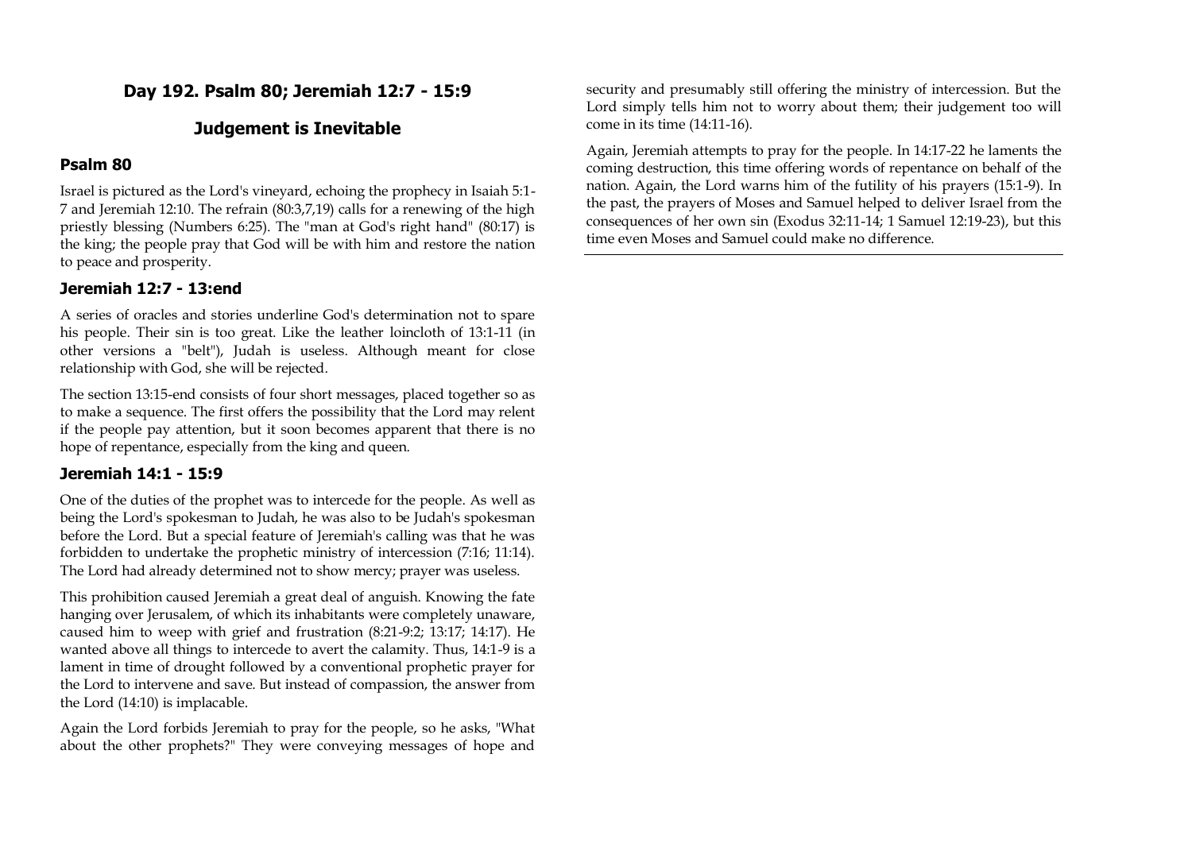## Day 192. Psalm 80; Jeremiah 12:7 - 15:9

## Judgement is Inevitable

### Psalm 80

Israel is pictured as the Lord's vineyard, echoing the prophecy in Isaiah 5:1-7 and Jeremiah 12:10. The refrain (80:3,7,19) calls for a renewing of the high priestly blessing (Numbers 6:25). The "man at God's right hand" (80:17) is the king; the people pray that God will be with him and restore the nation to peace and prosperity.

### Jeremiah 12:7 - 13:end

A series of oracles and stories underline God's determination not to spare his people. Their sin is too great. Like the leather loincloth of 13:1-11 (in other versions a "belt"), Judah is useless. Although meant for close relationship with God, she will be rejected.

The section 13:15-end consists of four short messages, placed together so as to make a sequence. The first offers the possibility that the Lord may relent if the people pay attention, but it soon becomes apparent that there is no hope of repentance, especially from the king and queen.

### Jeremiah 14:1 - 15:9

One of the duties of the prophet was to intercede for the people. As well as being the Lord's spokesman to Judah, he was also to be Judah's spokesman before the Lord. But a special feature of Jeremiah's calling was that he was forbidden to undertake the prophetic ministry of intercession (7:16; 11:14). The Lord had already determined not to show mercy; prayer was useless.

This prohibition caused Jeremiah a great deal of anguish. Knowing the fate hanging over Jerusalem, of which its inhabitants were completely unaware, caused him to weep with grief and frustration (8:21-9:2; 13:17; 14:17). He wanted above all things to intercede to avert the calamity. Thus, 14:1-9 is a lament in time of drought followed by a conventional prophetic prayer for the Lord to intervene and save. But instead of compassion, the answer from the Lord (14:10) is implacable.

Again the Lord forbids Jeremiah to pray for the people, so he asks, "What about the other prophets?" They were conveying messages of hope and security and presumably still offering the ministry of intercession. But the Lord simply tells him not to worry about them; their judgement too will come in its time (14:11-16).

Again, Jeremiah attempts to pray for the people. In 14:17-22 he laments the coming destruction, this time offering words of repentance on behalf of the nation. Again, the Lord warns him of the futility of his prayers (15:1-9). In the past, the prayers of Moses and Samuel helped to deliver Israel from the consequences of her own sin (Exodus 32:11-14; 1 Samuel 12:19-23), but this time even Moses and Samuel could make no difference.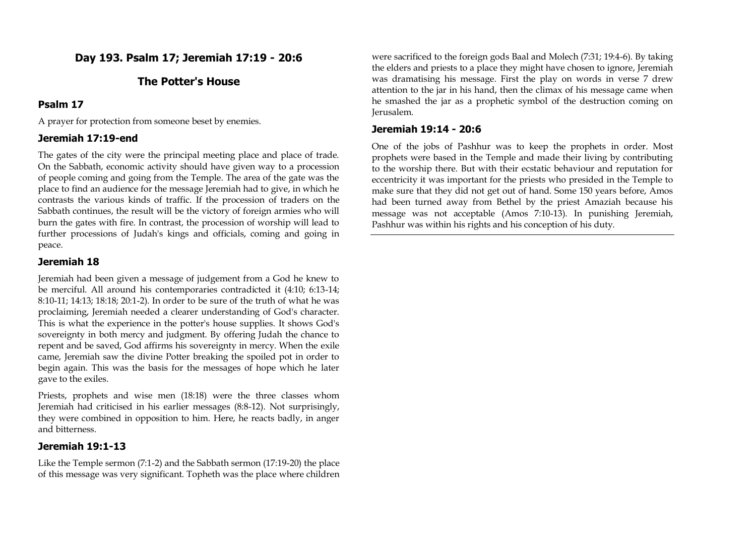## Day 193. Psalm 17; Jeremiah 17:19 - 20:6

## The Potter's House

### Psalm 17

A prayer for protection from someone beset by enemies.

### Jeremiah 17:19-end

The gates of the city were the principal meeting place and place of trade. On the Sabbath, economic activity should have given way to a procession of people coming and going from the Temple. The area of the gate was the place to find an audience for the message Jeremiah had to give, in which he contrasts the various kinds of traffic. If the procession of traders on the Sabbath continues, the result will be the victory of foreign armies who will burn the gates with fire. In contrast, the procession of worship will lead to further processions of Judah's kings and officials, coming and going in peace.

### Jeremiah 18

Jeremiah had been given a message of judgement from a God he knew to be merciful. All around his contemporaries contradicted it (4:10; 6:13-14; 8:10-11; 14:13; 18:18; 20:1-2). In order to be sure of the truth of what he was proclaiming, Jeremiah needed a clearer understanding of God's character. This is what the experience in the potter's house supplies. It shows God's sovereignty in both mercy and judgment. By offering Judah the chance to repent and be saved, God affirms his sovereignty in mercy. When the exile came, Jeremiah saw the divine Potter breaking the spoiled pot in order to begin again. This was the basis for the messages of hope which he later gave to the exiles.

Priests, prophets and wise men (18:18) were the three classes whom Jeremiah had criticised in his earlier messages (8:8-12). Not surprisingly, they were combined in opposition to him. Here, he reacts badly, in anger and bitterness.

### Jeremiah 19:1-13

Like the Temple sermon (7:1-2) and the Sabbath sermon (17:19-20) the place of this message was very significant. Topheth was the place where children were sacrificed to the foreign gods Baal and Molech (7:31; 19:4-6). By taking the elders and priests to a place they might have chosen to ignore, Jeremiah was dramatising his message. First the play on words in verse 7 drew attention to the jar in his hand, then the climax of his message came when he smashed the jar as a prophetic symbol of the destruction coming on Jerusalem.

### Jeremiah 19:14 - 20:6

One of the jobs of Pashhur was to keep the prophets in order. Most prophets were based in the Temple and made their living by contributing to the worship there. But with their ecstatic behaviour and reputation for eccentricity it was important for the priests who presided in the Temple to make sure that they did not get out of hand. Some 150 years before, Amos had been turned away from Bethel by the priest Amaziah because his message was not acceptable (Amos 7:10-13). In punishing Jeremiah, Pashhur was within his rights and his conception of his duty.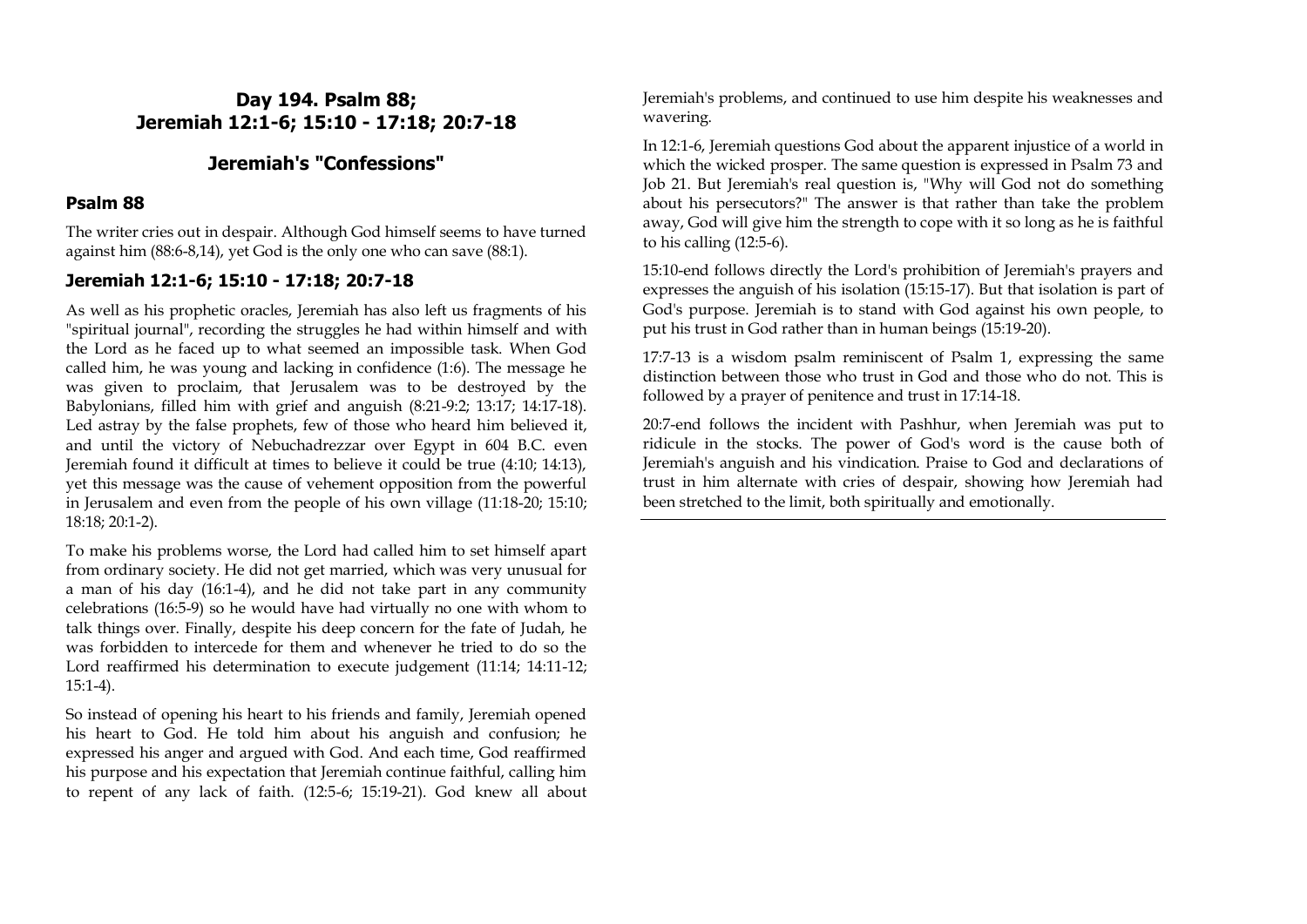## Day 194. Psalm 88; Jeremiah 12:1-6; 15:10 - 17:18; 20:7-18

## Jeremiah's "Confessions"

### Psalm 88

The writer cries out in despair. Although God himself seems to have turned against him (88:6-8,14), yet God is the only one who can save (88:1).

### Jeremiah 12:1-6; 15:10 - 17:18; 20:7-18

As well as his prophetic oracles, Jeremiah has also left us fragments of his "spiritual journal", recording the struggles he had within himself and with the Lord as he faced up to what seemed an impossible task. When God called him, he was young and lacking in confidence (1:6). The message he was given to proclaim, that Jerusalem was to be destroyed by the Babylonians, filled him with grief and anguish (8:21-9:2; 13:17; 14:17-18). Led astray by the false prophets, few of those who heard him believed it, and until the victory of Nebuchadrezzar over Egypt in 604 B.C. even Jeremiah found it difficult at times to believe it could be true (4:10; 14:13), yet this message was the cause of vehement opposition from the powerful in Jerusalem and even from the people of his own village (11:18-20; 15:10; 18:18; 20:1-2).

To make his problems worse, the Lord had called him to set himself apart from ordinary society. He did not get married, which was very unusual for a man of his day (16:1-4), and he did not take part in any community celebrations (16:5-9) so he would have had virtually no one with whom to talk things over. Finally, despite his deep concern for the fate of Judah, he was forbidden to intercede for them and whenever he tried to do so the Lord reaffirmed his determination to execute judgement (11:14; 14:11-12; 15:1-4).

So instead of opening his heart to his friends and family, Jeremiah opened his heart to God. He told him about his anguish and confusion; he expressed his anger and argued with God. And each time, God reaffirmed his purpose and his expectation that Jeremiah continue faithful, calling him to repent of any lack of faith. (12:5-6; 15:19-21). God knew all about Jeremiah's problems, and continued to use him despite his weaknesses and wavering.

In 12:1-6, Jeremiah questions God about the apparent injustice of a world in which the wicked prosper. The same question is expressed in Psalm 73 and Job 21. But Jeremiah's real question is, "Why will God not do something about his persecutors?" The answer is that rather than take the problem away, God will give him the strength to cope with it so long as he is faithful to his calling (12:5-6).

15:10-end follows directly the Lord's prohibition of Jeremiah's prayers and expresses the anguish of his isolation (15:15-17). But that isolation is part of God's purpose. Jeremiah is to stand with God against his own people, to put his trust in God rather than in human beings (15:19-20).

17:7-13 is a wisdom psalm reminiscent of Psalm 1, expressing the same distinction between those who trust in God and those who do not. This is followed by a prayer of penitence and trust in 17:14-18.

20:7-end follows the incident with Pashhur, when Jeremiah was put to ridicule in the stocks. The power of God's word is the cause both of Jeremiah's anguish and his vindication. Praise to God and declarations of trust in him alternate with cries of despair, showing how Jeremiah had been stretched to the limit, both spiritually and emotionally.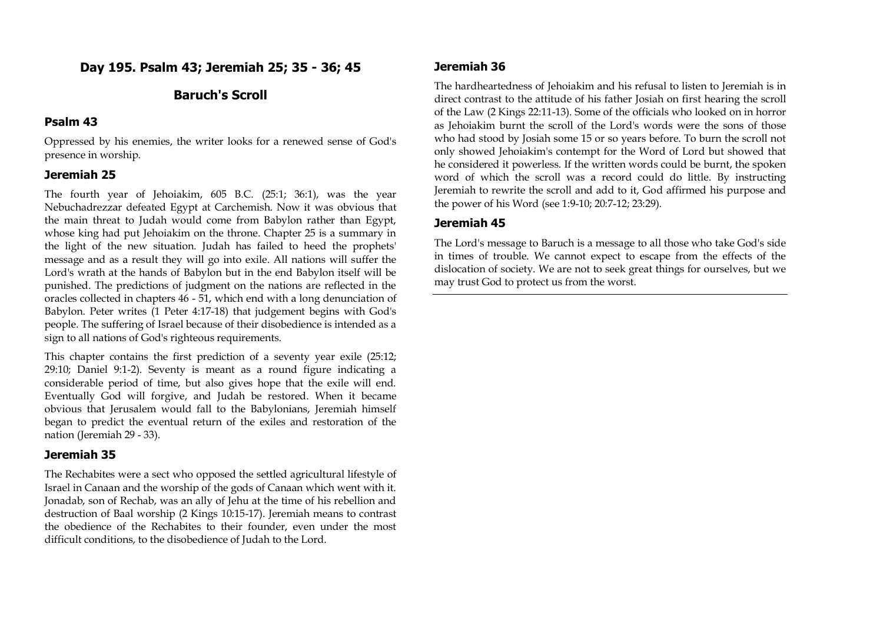# Day 195. Psalm 43; Jeremiah 25; 35 - 36; 45

## Baruch's Scroll

### Psalm 43

Oppressed by his enemies, the writer looks for a renewed sense of God's presence in worship.

### Jeremiah 25

The fourth year of Jehoiakim, 605 B.C. (25:1; 36:1), was the year Nebuchadrezzar defeated Egypt at Carchemish. Now it was obvious that the main threat to Judah would come from Babylon rather than Egypt, whose king had put Jehoiakim on the throne. Chapter 25 is a summary in the light of the new situation. Judah has failed to heed the prophets' message and as a result they will go into exile. All nations will suffer the Lord's wrath at the hands of Babylon but in the end Babylon itself will be punished. The predictions of judgment on the nations are reflected in the oracles collected in chapters 46 - 51, which end with a long denunciation of Babylon. Peter writes (1 Peter 4:17-18) that judgement begins with God's people. The suffering of Israel because of their disobedience is intended as a sign to all nations of God's righteous requirements.

This chapter contains the first prediction of a seventy year exile (25:12; 29:10; Daniel 9:1-2). Seventy is meant as a round figure indicating a considerable period of time, but also gives hope that the exile will end. Eventually God will forgive, and Judah be restored. When it became obvious that Jerusalem would fall to the Babylonians, Jeremiah himself began to predict the eventual return of the exiles and restoration of the nation (Jeremiah 29 - 33).

### Jeremiah 35

The Rechabites were a sect who opposed the settled agricultural lifestyle of Israel in Canaan and the worship of the gods of Canaan which went with it. Jonadab, son of Rechab, was an ally of Jehu at the time of his rebellion and destruction of Baal worship (2 Kings 10:15-17). Jeremiah means to contrast the obedience of the Rechabites to their founder, even under the most difficult conditions, to the disobedience of Judah to the Lord.

### Jeremiah 36

The hardheartedness of Jehoiakim and his refusal to listen to Jeremiah is in direct contrast to the attitude of his father Josiah on first hearing the scroll of the Law (2 Kings 22:11-13). Some of the officials who looked on in horror as Jehoiakim burnt the scroll of the Lord's words were the sons of those who had stood by Josiah some 15 or so years before. To burn the scroll not only showed Jehoiakim's contempt for the Word of Lord but showed that he considered it powerless. If the written words could be burnt, the spoken word of which the scroll was a record could do little. By instructing Jeremiah to rewrite the scroll and add to it, God affirmed his purpose and the power of his Word (see 1:9-10; 20:7-12; 23:29).

### Jeremiah 45

The Lord's message to Baruch is a message to all those who take God's side in times of trouble. We cannot expect to escape from the effects of the dislocation of society. We are not to seek great things for ourselves, but we may trust God to protect us from the worst.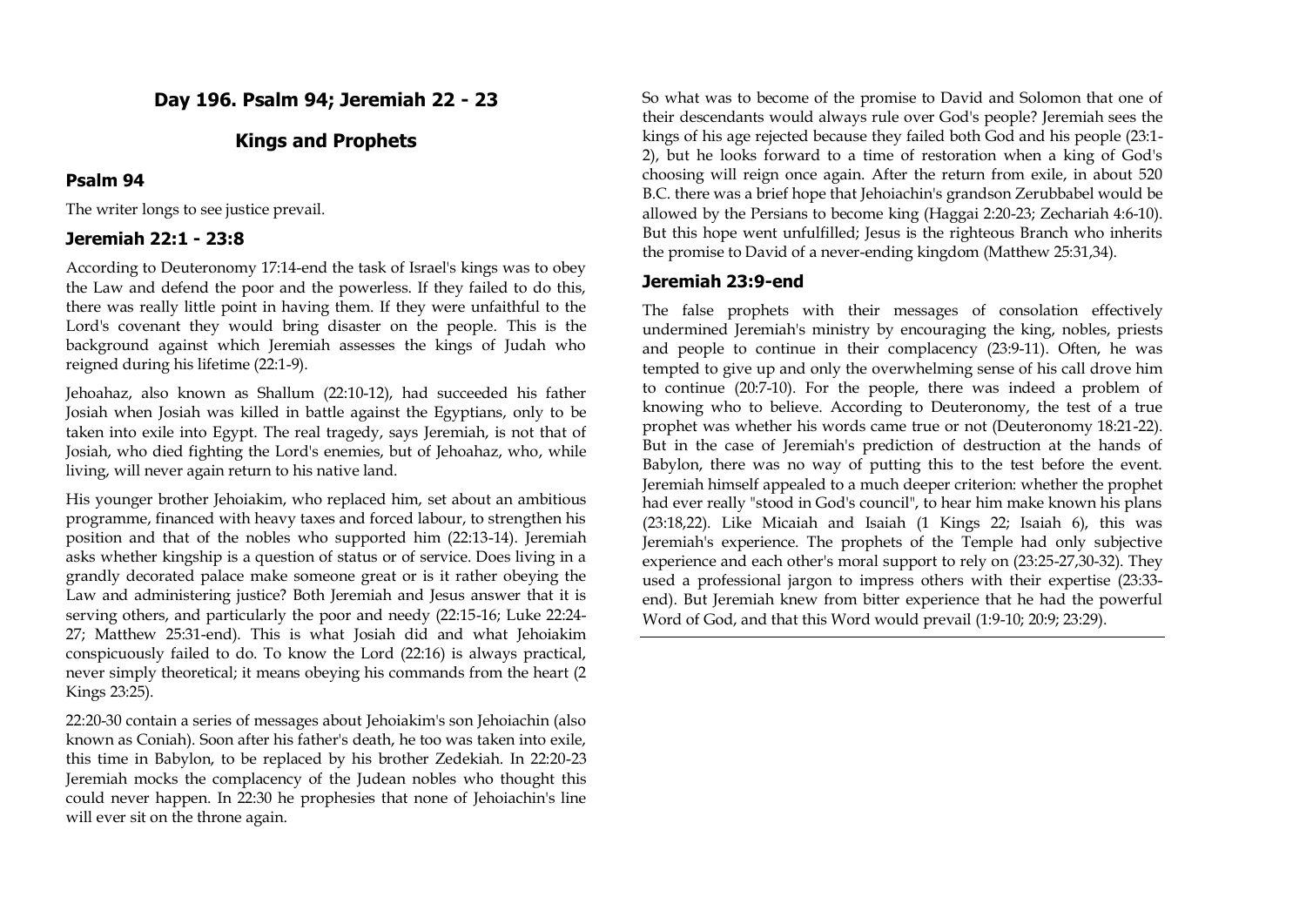## Day 196. Psalm 94; Jeremiah 22 - 23

## Kings and Prophets

### Psalm 94

The writer longs to see justice prevail.

### Jeremiah 22:1 - 23:8

According to Deuteronomy 17:14-end the task of Israel's kings was to obey the Law and defend the poor and the powerless. If they failed to do this, there was really little point in having them. If they were unfaithful to the Lord's covenant they would bring disaster on the people. This is the background against which Jeremiah assesses the kings of Judah who reigned during his lifetime (22:1-9).

Jehoahaz, also known as Shallum (22:10-12), had succeeded his father Josiah when Josiah was killed in battle against the Egyptians, only to be taken into exile into Egypt. The real tragedy, says Jeremiah, is not that of Josiah, who died fighting the Lord's enemies, but of Jehoahaz, who, while living, will never again return to his native land.

His younger brother Jehoiakim, who replaced him, set about an ambitious programme, financed with heavy taxes and forced labour, to strengthen his position and that of the nobles who supported him (22:13-14). Jeremiah asks whether kingship is a question of status or of service. Does living in a grandly decorated palace make someone great or is it rather obeying the Law and administering justice? Both Jeremiah and Jesus answer that it is serving others, and particularly the poor and needy (22:15-16; Luke 22:24-27; Matthew 25:31-end). This is what Josiah did and what Jehoiakim conspicuously failed to do. To know the Lord (22:16) is always practical, never simply theoretical; it means obeying his commands from the heart (2 Kings 23:25).

22:20-30 contain a series of messages about Jehoiakim's son Jehoiachin (also known as Coniah). Soon after his father's death, he too was taken into exile, this time in Babylon, to be replaced by his brother Zedekiah. In 22:20-23 Jeremiah mocks the complacency of the Judean nobles who thought this could never happen. In 22:30 he prophesies that none of Jehoiachin's line will ever sit on the throne again.

So what was to become of the promise to David and Solomon that one of their descendants would always rule over God's people? Jeremiah sees the kings of his age rejected because they failed both God and his people (23:1-2), but he looks forward to a time of restoration when a king of God's choosing will reign once again. After the return from exile, in about 520 B.C. there was a brief hope that Jehoiachin's grandson Zerubbabel would be allowed by the Persians to become king (Haggai 2:20-23; Zechariah 4:6-10). But this hope went unfulfilled; Jesus is the righteous Branch who inherits the promise to David of a never-ending kingdom (Matthew 25:31,34).

### Jeremiah 23:9-end

The false prophets with their messages of consolation effectively undermined Jeremiah's ministry by encouraging the king, nobles, priests and people to continue in their complacency (23:9-11). Often, he was tempted to give up and only the overwhelming sense of his call drove him to continue (20:7-10). For the people, there was indeed a problem of knowing who to believe. According to Deuteronomy, the test of a true prophet was whether his words came true or not (Deuteronomy 18:21-22). But in the case of Jeremiah's prediction of destruction at the hands of Babylon, there was no way of putting this to the test before the event. Jeremiah himself appealed to a much deeper criterion: whether the prophet had ever really "stood in God's council", to hear him make known his plans (23:18,22). Like Micaiah and Isaiah (1 Kings 22; Isaiah 6), this was Jeremiah's experience. The prophets of the Temple had only subjective experience and each other's moral support to rely on (23:25-27,30-32). They used a professional jargon to impress others with their expertise (23:33-end). But Jeremiah knew from bitter experience that he had the powerful Word of God, and that this Word would prevail (1:9-10; 20:9; 23:29).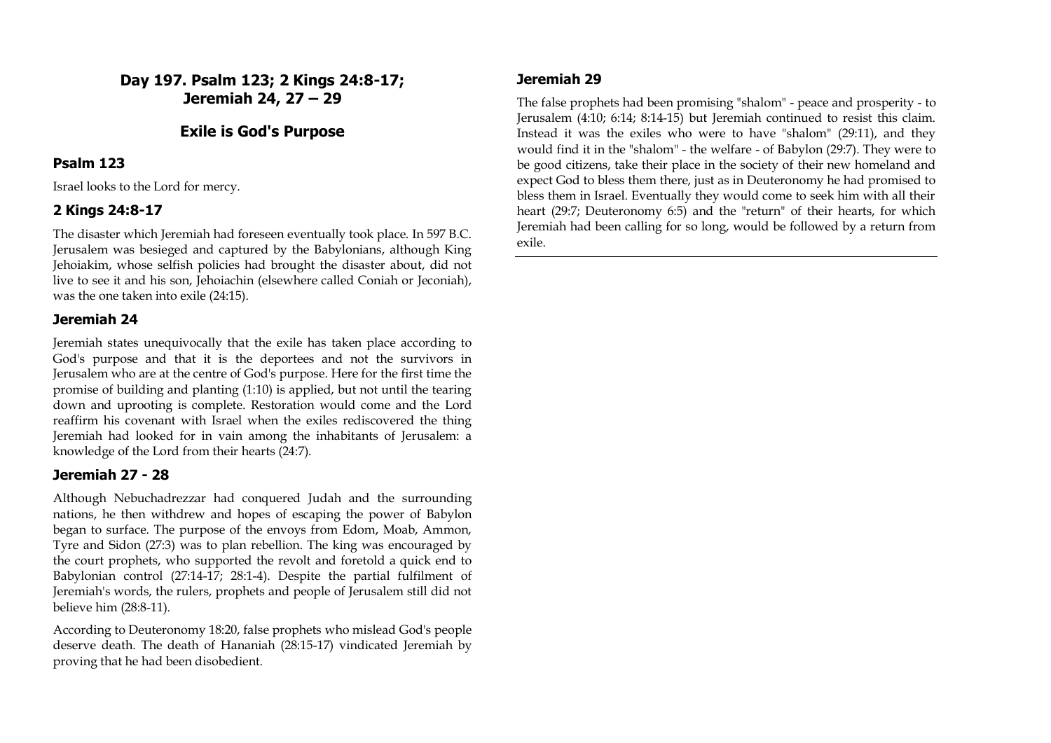## Day 197. Psalm 123; 2 Kings 24:8-17; Jeremiah 24, 27 – 29

### Exile is God's Purpose

#### Psalm 123

Israel looks to the Lord for mercy.

#### 2 Kings 24:8-17

The disaster which Jeremiah had foreseen eventually took place. In 597 B.C. Jerusalem was besieged and captured by the Babylonians, although King Jehoiakim, whose selfish policies had brought the disaster about, did not live to see it and his son, Jehoiachin (elsewhere called Coniah or Jeconiah), was the one taken into exile (24:15).

#### Jeremiah 24

Jeremiah states unequivocally that the exile has taken place according to God's purpose and that it is the deportees and not the survivors in Jerusalem who are at the centre of God's purpose. Here for the first time the promise of building and planting (1:10) is applied, but not until the tearing down and uprooting is complete. Restoration would come and the Lord reaffirm his covenant with Israel when the exiles rediscovered the thing Jeremiah had looked for in vain among the inhabitants of Jerusalem: a knowledge of the Lord from their hearts (24:7).

#### Jeremiah 27 - 28

Although Nebuchadrezzar had conquered Judah and the surrounding nations, he then withdrew and hopes of escaping the power of Babylon began to surface. The purpose of the envoys from Edom, Moab, Ammon, Tyre and Sidon (27:3) was to plan rebellion. The king was encouraged by the court prophets, who supported the revolt and foretold a quick end to Babylonian control (27:14-17; 28:1-4). Despite the partial fulfilment of Jeremiah's words, the rulers, prophets and people of Jerusalem still did not believe him (28:8-11).

According to Deuteronomy 18:20, false prophets who mislead God's people deserve death. The death of Hananiah (28:15-17) vindicated Jeremiah by proving that he had been disobedient.

#### Jeremiah 29

The false prophets had been promising "shalom" - peace and prosperity - to Jerusalem (4:10; 6:14; 8:14-15) but Jeremiah continued to resist this claim. Instead it was the exiles who were to have "shalom" (29:11), and they would find it in the "shalom" - the welfare - of Babylon (29:7). They were to be good citizens, take their place in the society of their new homeland and expect God to bless them there, just as in Deuteronomy he had promised to bless them in Israel. Eventually they would come to seek him with all their heart (29:7; Deuteronomy 6:5) and the "return" of their hearts, for which Jeremiah had been calling for so long, would be followed by a return from exile.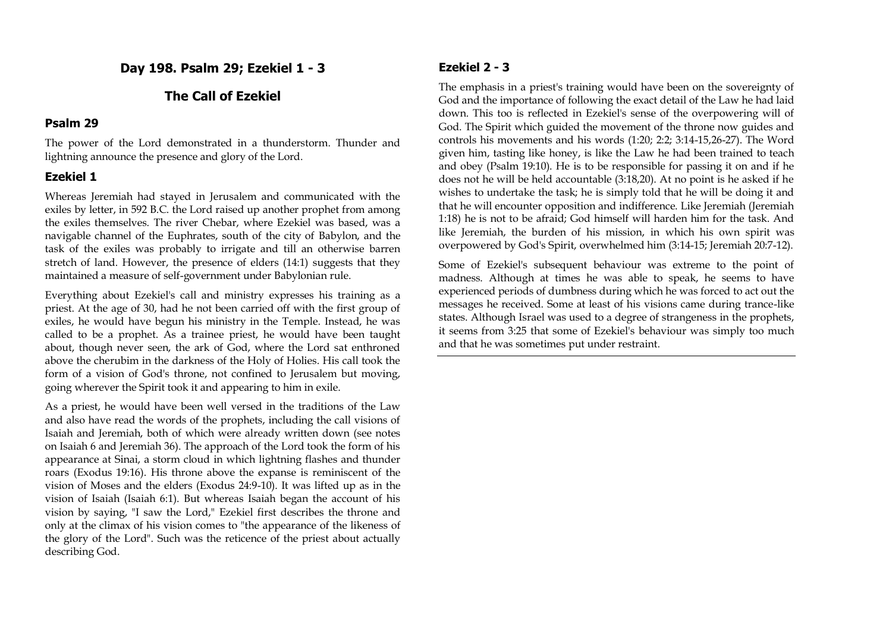## Day 198. Psalm 29; Ezekiel 1 - 3

## The Call of Ezekiel

### Psalm 29

The power of the Lord demonstrated in a thunderstorm. Thunder and lightning announce the presence and glory of the Lord.

### Ezekiel 1

Whereas Jeremiah had stayed in Jerusalem and communicated with the exiles by letter, in 592 B.C. the Lord raised up another prophet from among the exiles themselves. The river Chebar, where Ezekiel was based, was a navigable channel of the Euphrates, south of the city of Babylon, and the task of the exiles was probably to irrigate and till an otherwise barren stretch of land. However, the presence of elders (14:1) suggests that they maintained a measure of self-government under Babylonian rule.

Everything about Ezekiel's call and ministry expresses his training as a priest. At the age of 30, had he not been carried off with the first group of exiles, he would have begun his ministry in the Temple. Instead, he was called to be a prophet. As a trainee priest, he would have been taught about, though never seen, the ark of God, where the Lord sat enthroned above the cherubim in the darkness of the Holy of Holies. His call took the form of a vision of God's throne, not confined to Jerusalem but moving, going wherever the Spirit took it and appearing to him in exile.

As a priest, he would have been well versed in the traditions of the Law and also have read the words of the prophets, including the call visions of Isaiah and Jeremiah, both of which were already written down (see notes on Isaiah 6 and Jeremiah 36). The approach of the Lord took the form of his appearance at Sinai, a storm cloud in which lightning flashes and thunder roars (Exodus 19:16). His throne above the expanse is reminiscent of the vision of Moses and the elders (Exodus 24:9-10). It was lifted up as in the vision of Isaiah (Isaiah 6:1). But whereas Isaiah began the account of his vision by saying, "I saw the Lord," Ezekiel first describes the throne and only at the climax of his vision comes to "the appearance of the likeness of the glory of the Lord". Such was the reticence of the priest about actually describing God.

### Ezekiel 2 - 3

The emphasis in a priest's training would have been on the sovereignty of God and the importance of following the exact detail of the Law he had laid down. This too is reflected in Ezekiel's sense of the overpowering will of God. The Spirit which guided the movement of the throne now guides and controls his movements and his words (1:20; 2:2; 3:14-15,26-27). The Word given him, tasting like honey, is like the Law he had been trained to teach and obey (Psalm 19:10). He is to be responsible for passing it on and if he does not he will be held accountable (3:18,20). At no point is he asked if he wishes to undertake the task; he is simply told that he will be doing it and that he will encounter opposition and indifference. Like Jeremiah (Jeremiah 1:18) he is not to be afraid; God himself will harden him for the task. And like Jeremiah, the burden of his mission, in which his own spirit was overpowered by God's Spirit, overwhelmed him (3:14-15; Jeremiah 20:7-12).

Some of Ezekiel's subsequent behaviour was extreme to the point of madness. Although at times he was able to speak, he seems to have experienced periods of dumbness during which he was forced to act out the messages he received. Some at least of his visions came during trance-like states. Although Israel was used to a degree of strangeness in the prophets, it seems from 3:25 that some of Ezekiel's behaviour was simply too much and that he was sometimes put under restraint.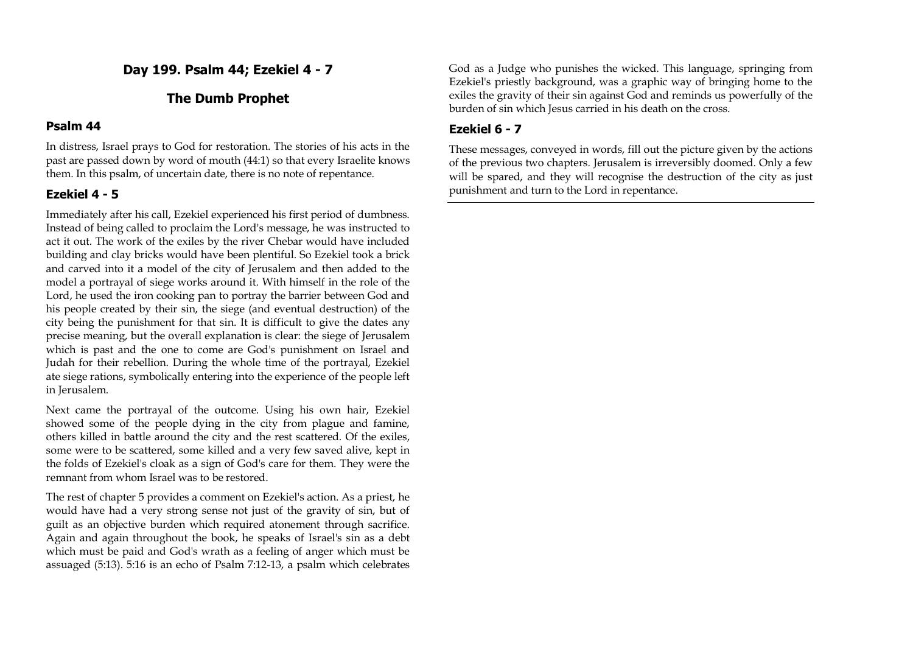## Day 199. Psalm 44; Ezekiel 4 - 7

## The Dumb Prophet

### Psalm 44

In distress, Israel prays to God for restoration. The stories of his acts in the past are passed down by word of mouth (44:1) so that every Israelite knows them. In this psalm, of uncertain date, there is no note of repentance.

### Ezekiel 4 - 5

Immediately after his call, Ezekiel experienced his first period of dumbness. Instead of being called to proclaim the Lord's message, he was instructed to act it out. The work of the exiles by the river Chebar would have included building and clay bricks would have been plentiful. So Ezekiel took a brick and carved into it a model of the city of Jerusalem and then added to the model a portrayal of siege works around it. With himself in the role of the Lord, he used the iron cooking pan to portray the barrier between God and his people created by their sin, the siege (and eventual destruction) of the city being the punishment for that sin. It is difficult to give the dates any precise meaning, but the overall explanation is clear: the siege of Jerusalem which is past and the one to come are God's punishment on Israel and Judah for their rebellion. During the whole time of the portrayal, Ezekiel ate siege rations, symbolically entering into the experience of the people left in Jerusalem.

Next came the portrayal of the outcome. Using his own hair, Ezekiel showed some of the people dying in the city from plague and famine, others killed in battle around the city and the rest scattered. Of the exiles, some were to be scattered, some killed and a very few saved alive, kept in the folds of Ezekiel's cloak as a sign of God's care for them. They were the remnant from whom Israel was to be restored.

The rest of chapter 5 provides a comment on Ezekiel's action. As a priest, he would have had a very strong sense not just of the gravity of sin, but of guilt as an objective burden which required atonement through sacrifice. Again and again throughout the book, he speaks of Israel's sin as a debt which must be paid and God's wrath as a feeling of anger which must be assuaged (5:13). 5:16 is an echo of Psalm 7:12-13, a psalm which celebrates God as a Judge who punishes the wicked. This language, springing from Ezekiel's priestly background, was a graphic way of bringing home to the exiles the gravity of their sin against God and reminds us powerfully of the burden of sin which Jesus carried in his death on the cross.

### Ezekiel 6 - 7

These messages, conveyed in words, fill out the picture given by the actions of the previous two chapters. Jerusalem is irreversibly doomed. Only a few will be spared, and they will recognise the destruction of the city as just punishment and turn to the Lord in repentance.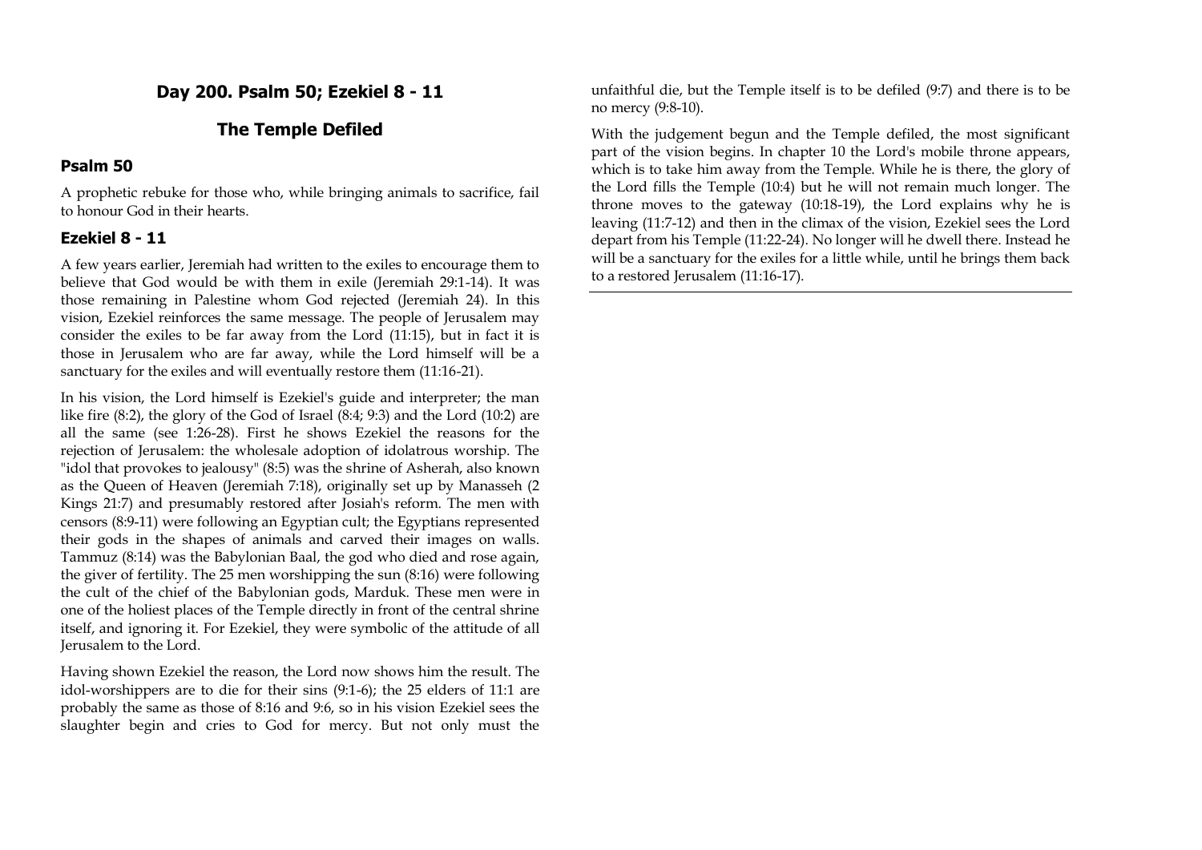## Day 200. Psalm 50; Ezekiel 8 - 11

## The Temple Defiled

### Psalm 50

A prophetic rebuke for those who, while bringing animals to sacrifice, fail to honour God in their hearts.

### Ezekiel 8 - 11

A few years earlier, Jeremiah had written to the exiles to encourage them to believe that God would be with them in exile (Jeremiah 29:1-14). It was those remaining in Palestine whom God rejected (Jeremiah 24). In this vision, Ezekiel reinforces the same message. The people of Jerusalem may consider the exiles to be far away from the Lord (11:15), but in fact it is those in Jerusalem who are far away, while the Lord himself will be a sanctuary for the exiles and will eventually restore them (11:16-21).

In his vision, the Lord himself is Ezekiel's guide and interpreter; the man like fire (8:2), the glory of the God of Israel (8:4; 9:3) and the Lord (10:2) are all the same (see 1:26-28). First he shows Ezekiel the reasons for the rejection of Jerusalem: the wholesale adoption of idolatrous worship. The "idol that provokes to jealousy" (8:5) was the shrine of Asherah, also known as the Queen of Heaven (Jeremiah 7:18), originally set up by Manasseh (2 Kings 21:7) and presumably restored after Josiah's reform. The men with censors (8:9-11) were following an Egyptian cult; the Egyptians represented their gods in the shapes of animals and carved their images on walls. Tammuz (8:14) was the Babylonian Baal, the god who died and rose again, the giver of fertility. The 25 men worshipping the sun (8:16) were following the cult of the chief of the Babylonian gods, Marduk. These men were in one of the holiest places of the Temple directly in front of the central shrine itself, and ignoring it. For Ezekiel, they were symbolic of the attitude of all Jerusalem to the Lord.

Having shown Ezekiel the reason, the Lord now shows him the result. The idol-worshippers are to die for their sins (9:1-6); the 25 elders of 11:1 are probably the same as those of 8:16 and 9:6, so in his vision Ezekiel sees the slaughter begin and cries to God for mercy. But not only must the unfaithful die, but the Temple itself is to be defiled (9:7) and there is to be no mercy (9:8-10).

With the judgement begun and the Temple defiled, the most significant part of the vision begins. In chapter 10 the Lord's mobile throne appears, which is to take him away from the Temple. While he is there, the glory of the Lord fills the Temple (10:4) but he will not remain much longer. The throne moves to the gateway (10:18-19), the Lord explains why he is leaving (11:7-12) and then in the climax of the vision, Ezekiel sees the Lord depart from his Temple (11:22-24). No longer will he dwell there. Instead he will be a sanctuary for the exiles for a little while, until he brings them back to a restored Jerusalem (11:16-17).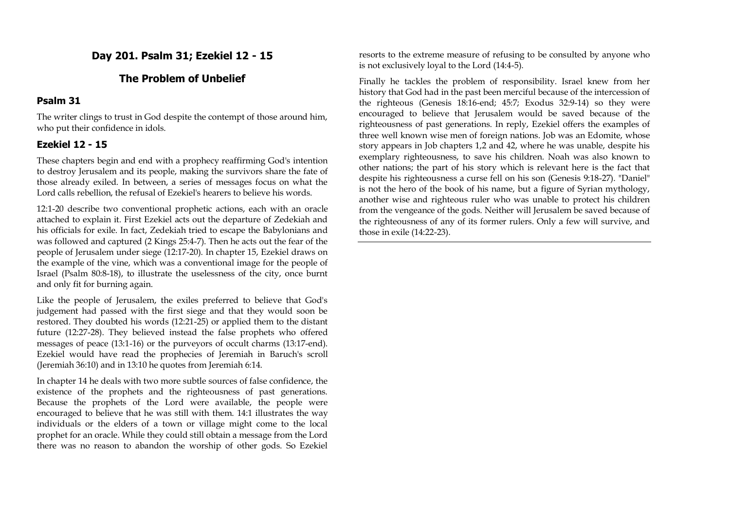## Day 201. Psalm 31; Ezekiel 12 - 15

## The Problem of Unbelief

### Psalm 31

The writer clings to trust in God despite the contempt of those around him, who put their confidence in idols.

### Ezekiel 12 - 15

These chapters begin and end with a prophecy reaffirming God's intention to destroy Jerusalem and its people, making the survivors share the fate of those already exiled. In between, a series of messages focus on what the Lord calls rebellion, the refusal of Ezekiel's hearers to believe his words.

12:1-20 describe two conventional prophetic actions, each with an oracle attached to explain it. First Ezekiel acts out the departure of Zedekiah and his officials for exile. In fact, Zedekiah tried to escape the Babylonians and was followed and captured (2 Kings 25:4-7). Then he acts out the fear of the people of Jerusalem under siege (12:17-20). In chapter 15, Ezekiel draws on the example of the vine, which was a conventional image for the people of Israel (Psalm 80:8-18), to illustrate the uselessness of the city, once burnt and only fit for burning again.

Like the people of Jerusalem, the exiles preferred to believe that God's judgement had passed with the first siege and that they would soon be restored. They doubted his words (12:21-25) or applied them to the distant future (12:27-28). They believed instead the false prophets who offered messages of peace (13:1-16) or the purveyors of occult charms (13:17-end). Ezekiel would have read the prophecies of Jeremiah in Baruch's scroll (Jeremiah 36:10) and in 13:10 he quotes from Jeremiah 6:14.

In chapter 14 he deals with two more subtle sources of false confidence, the existence of the prophets and the righteousness of past generations. Because the prophets of the Lord were available, the people were encouraged to believe that he was still with them. 14:1 illustrates the way individuals or the elders of a town or village might come to the local prophet for an oracle. While they could still obtain a message from the Lord there was no reason to abandon the worship of other gods. So Ezekiel resorts to the extreme measure of refusing to be consulted by anyone who is not exclusively loyal to the Lord (14:4-5).

Finally he tackles the problem of responsibility. Israel knew from her history that God had in the past been merciful because of the intercession of the righteous (Genesis 18:16-end; 45:7; Exodus 32:9-14) so they were encouraged to believe that Jerusalem would be saved because of the righteousness of past generations. In reply, Ezekiel offers the examples of three well known wise men of foreign nations. Job was an Edomite, whose story appears in Job chapters 1,2 and 42, where he was unable, despite his exemplary righteousness, to save his children. Noah was also known to other nations; the part of his story which is relevant here is the fact that despite his righteousness a curse fell on his son (Genesis 9:18-27). "Daniel" is not the hero of the book of his name, but a figure of Syrian mythology, another wise and righteous ruler who was unable to protect his children from the vengeance of the gods. Neither will Jerusalem be saved because of the righteousness of any of its former rulers. Only a few will survive, and those in exile (14:22-23).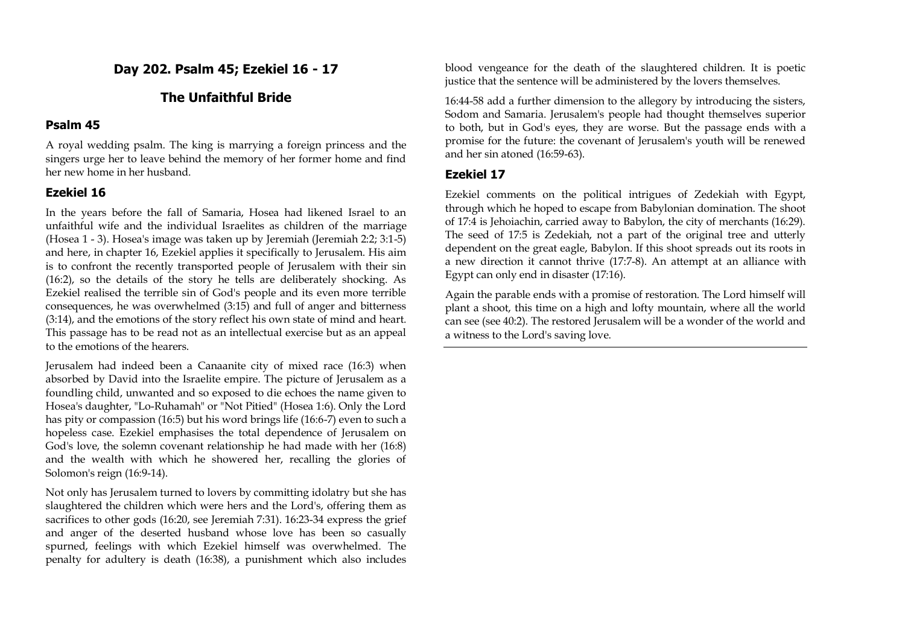## Day 202. Psalm 45; Ezekiel 16 - 17

## The Unfaithful Bride

### Psalm 45

A royal wedding psalm. The king is marrying a foreign princess and the singers urge her to leave behind the memory of her former home and find her new home in her husband.

### Ezekiel 16

In the years before the fall of Samaria, Hosea had likened Israel to an unfaithful wife and the individual Israelites as children of the marriage (Hosea 1 - 3). Hosea's image was taken up by Jeremiah (Jeremiah 2:2; 3:1-5) and here, in chapter 16, Ezekiel applies it specifically to Jerusalem. His aim is to confront the recently transported people of Jerusalem with their sin (16:2), so the details of the story he tells are deliberately shocking. As Ezekiel realised the terrible sin of God's people and its even more terrible consequences, he was overwhelmed (3:15) and full of anger and bitterness (3:14), and the emotions of the story reflect his own state of mind and heart. This passage has to be read not as an intellectual exercise but as an appeal to the emotions of the hearers.

Jerusalem had indeed been a Canaanite city of mixed race (16:3) when absorbed by David into the Israelite empire. The picture of Jerusalem as a foundling child, unwanted and so exposed to die echoes the name given to Hosea's daughter, "Lo-Ruhamah" or "Not Pitied" (Hosea 1:6). Only the Lord has pity or compassion (16:5) but his word brings life (16:6-7) even to such a hopeless case. Ezekiel emphasises the total dependence of Jerusalem on God's love, the solemn covenant relationship he had made with her (16:8) and the wealth with which he showered her, recalling the glories of Solomon's reign (16:9-14).

Not only has Jerusalem turned to lovers by committing idolatry but she has slaughtered the children which were hers and the Lord's, offering them as sacrifices to other gods (16:20, see Jeremiah 7:31). 16:23-34 express the grief and anger of the deserted husband whose love has been so casually spurned, feelings with which Ezekiel himself was overwhelmed. The penalty for adultery is death (16:38), a punishment which also includes blood vengeance for the death of the slaughtered children. It is poetic justice that the sentence will be administered by the lovers themselves.

16:44-58 add a further dimension to the allegory by introducing the sisters, Sodom and Samaria. Jerusalem's people had thought themselves superior to both, but in God's eyes, they are worse. But the passage ends with a promise for the future: the covenant of Jerusalem's youth will be renewed and her sin atoned (16:59-63).

### Ezekiel 17

Ezekiel comments on the political intrigues of Zedekiah with Egypt, through which he hoped to escape from Babylonian domination. The shoot of 17:4 is Jehoiachin, carried away to Babylon, the city of merchants (16:29). The seed of 17:5 is Zedekiah, not a part of the original tree and utterly dependent on the great eagle, Babylon. If this shoot spreads out its roots in a new direction it cannot thrive (17:7-8). An attempt at an alliance with Egypt can only end in disaster (17:16).

Again the parable ends with a promise of restoration. The Lord himself will plant a shoot, this time on a high and lofty mountain, where all the world can see (see 40:2). The restored Jerusalem will be a wonder of the world and a witness to the Lord's saving love.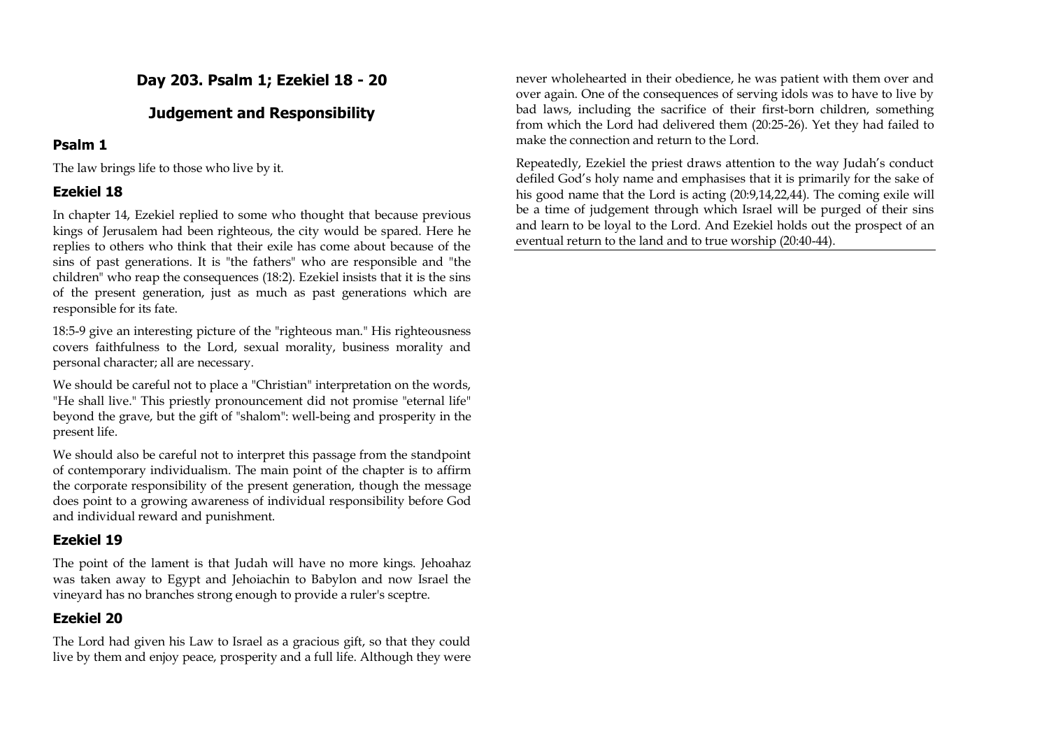## Day 203. Psalm 1; Ezekiel 18 - 20

## Judgement and Responsibility

### Psalm 1

The law brings life to those who live by it.

### Ezekiel 18

In chapter 14, Ezekiel replied to some who thought that because previous kings of Jerusalem had been righteous, the city would be spared. Here he replies to others who think that their exile has come about because of the sins of past generations. It is "the fathers" who are responsible and "the children" who reap the consequences (18:2). Ezekiel insists that it is the sins of the present generation, just as much as past generations which are responsible for its fate.

18:5-9 give an interesting picture of the "righteous man." His righteousness covers faithfulness to the Lord, sexual morality, business morality and personal character; all are necessary.

We should be careful not to place a "Christian" interpretation on the words, "He shall live." This priestly pronouncement did not promise "eternal life" beyond the grave, but the gift of "shalom": well-being and prosperity in the present life.

We should also be careful not to interpret this passage from the standpoint of contemporary individualism. The main point of the chapter is to affirm the corporate responsibility of the present generation, though the message does point to a growing awareness of individual responsibility before God and individual reward and punishment.

### Ezekiel 19

The point of the lament is that Judah will have no more kings. Jehoahaz was taken away to Egypt and Jehoiachin to Babylon and now Israel the vineyard has no branches strong enough to provide a ruler's sceptre.

### Ezekiel 20

The Lord had given his Law to Israel as a gracious gift, so that they could live by them and enjoy peace, prosperity and a full life. Although they were never wholehearted in their obedience, he was patient with them over and over again. One of the consequences of serving idols was to have to live by bad laws, including the sacrifice of their first-born children, something from which the Lord had delivered them (20:25-26). Yet they had failed to make the connection and return to the Lord.

Repeatedly, Ezekiel the priest draws attention to the way Judah's conduct defiled God's holy name and emphasises that it is primarily for the sake of his good name that the Lord is acting (20:9,14,22,44). The coming exile will be a time of judgement through which Israel will be purged of their sins and learn to be loyal to the Lord. And Ezekiel holds out the prospect of an eventual return to the land and to true worship (20:40-44).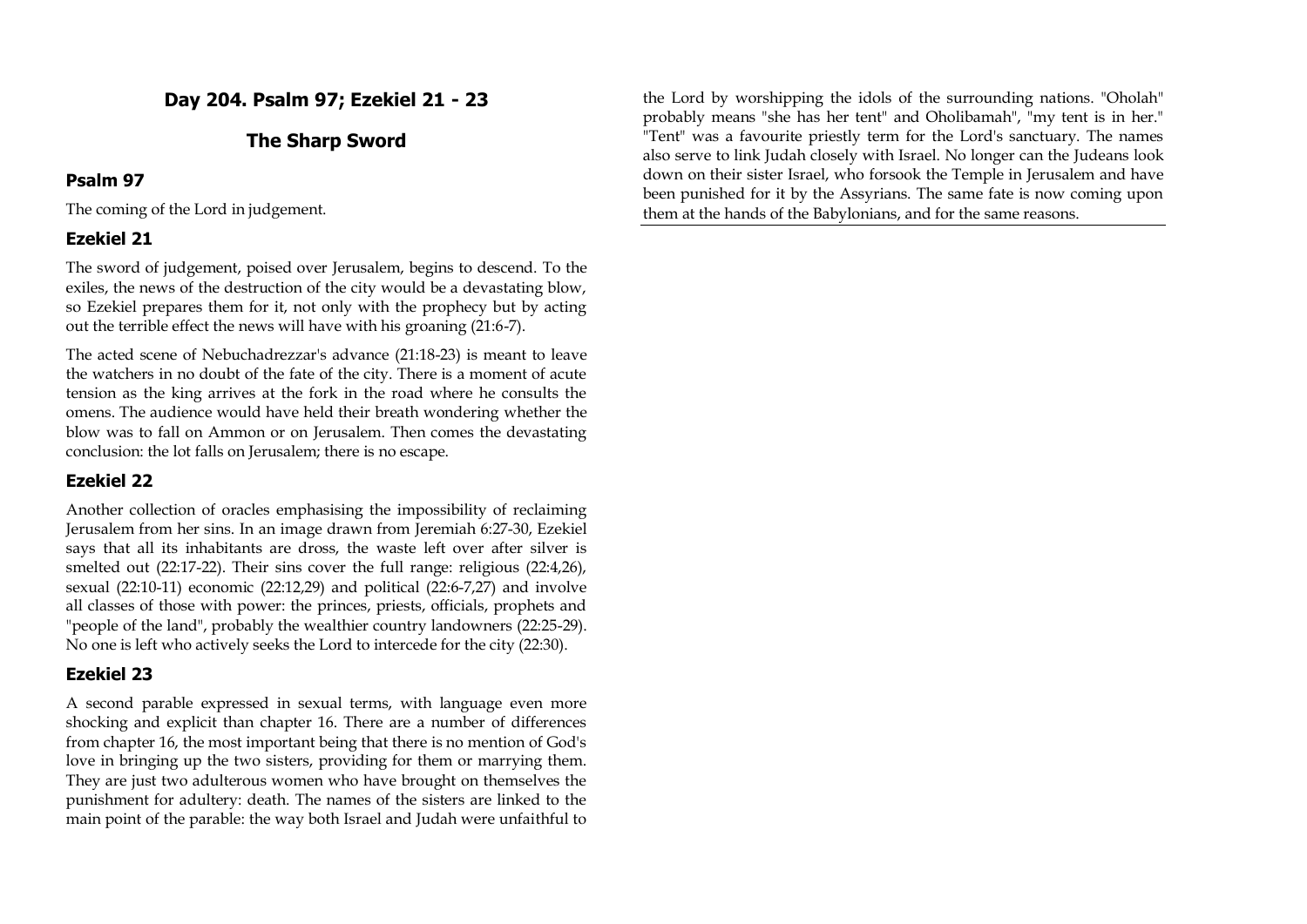## Day 204. Psalm 97; Ezekiel 21 - 23

## The Sharp Sword

### Psalm 97

The coming of the Lord in judgement.

### Ezekiel 21

The sword of judgement, poised over Jerusalem, begins to descend. To the exiles, the news of the destruction of the city would be a devastating blow, so Ezekiel prepares them for it, not only with the prophecy but by acting out the terrible effect the news will have with his groaning (21:6-7).

The acted scene of Nebuchadrezzar's advance (21:18-23) is meant to leave the watchers in no doubt of the fate of the city. There is a moment of acute tension as the king arrives at the fork in the road where he consults the omens. The audience would have held their breath wondering whether the blow was to fall on Ammon or on Jerusalem. Then comes the devastating conclusion: the lot falls on Jerusalem; there is no escape.

### Ezekiel 22

Another collection of oracles emphasising the impossibility of reclaiming Jerusalem from her sins. In an image drawn from Jeremiah 6:27-30, Ezekiel says that all its inhabitants are dross, the waste left over after silver is smelted out (22:17-22). Their sins cover the full range: religious (22:4,26), sexual (22:10-11) economic (22:12,29) and political (22:6-7,27) and involve all classes of those with power: the princes, priests, officials, prophets and "people of the land", probably the wealthier country landowners (22:25-29). No one is left who actively seeks the Lord to intercede for the city (22:30).

### Ezekiel 23

A second parable expressed in sexual terms, with language even more shocking and explicit than chapter 16. There are a number of differences from chapter 16, the most important being that there is no mention of God's love in bringing up the two sisters, providing for them or marrying them. They are just two adulterous women who have brought on themselves the punishment for adultery: death. The names of the sisters are linked to the main point of the parable: the way both Israel and Judah were unfaithful to the Lord by worshipping the idols of the surrounding nations. "Oholah" probably means "she has her tent" and Oholibamah", "my tent is in her." "Tent" was a favourite priestly term for the Lord's sanctuary. The names also serve to link Judah closely with Israel. No longer can the Judeans look down on their sister Israel, who forsook the Temple in Jerusalem and have been punished for it by the Assyrians. The same fate is now coming upon them at the hands of the Babylonians, and for the same reasons.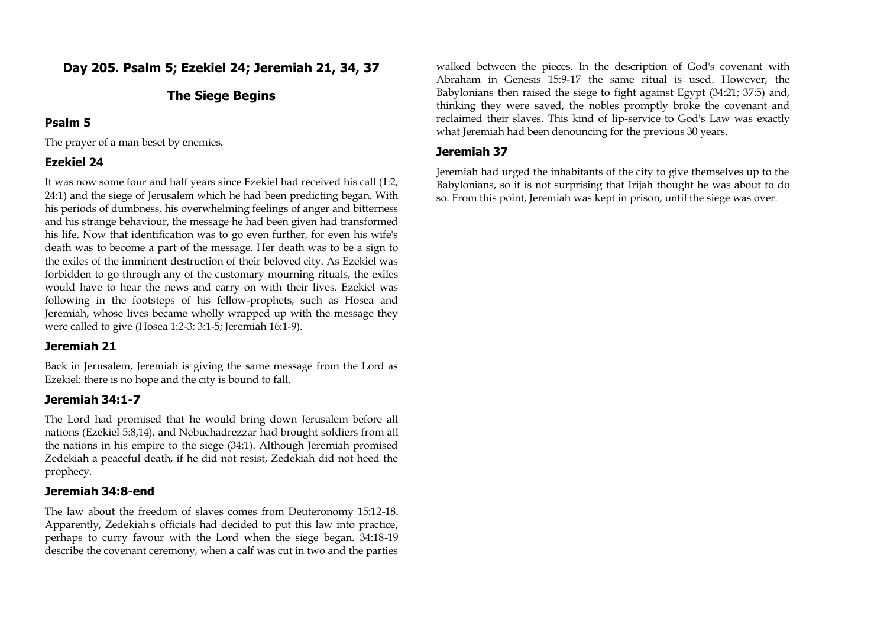# Day 205. Psalm 5; Ezekiel 24; Jeremiah 21, 34, 37

## The Siege Begins

### Psalm 5

The prayer of a man beset by enemies.

### Ezekiel 24

It was now some four and half years since Ezekiel had received his call (1:2, 24:1) and the siege of Jerusalem which he had been predicting began. With his periods of dumbness, his overwhelming feelings of anger and bitterness and his strange behaviour, the message he had been given had transformed his life. Now that identification was to go even further, for even his wife's death was to become a part of the message. Her death was to be a sign to the exiles of the imminent destruction of their beloved city. As Ezekiel was forbidden to go through any of the customary mourning rituals, the exiles would have to hear the news and carry on with their lives. Ezekiel was following in the footsteps of his fellow-prophets, such as Hosea and Jeremiah, whose lives became wholly wrapped up with the message they were called to give (Hosea 1:2-3; 3:1-5; Jeremiah 16:1-9).

### Jeremiah 21

Back in Jerusalem, Jeremiah is giving the same message from the Lord as Ezekiel: there is no hope and the city is bound to fall.

### Jeremiah 34:1-7

The Lord had promised that he would bring down Jerusalem before all nations (Ezekiel 5:8,14), and Nebuchadrezzar had brought soldiers from all the nations in his empire to the siege (34:1). Although Jeremiah promised Zedekiah a peaceful death, if he did not resist, Zedekiah did not heed the prophecy.

### Jeremiah 34:8-end

The law about the freedom of slaves comes from Deuteronomy 15:12-18. Apparently, Zedekiah's officials had decided to put this law into practice, perhaps to curry favour with the Lord when the siege began. 34:18-19 describe the covenant ceremony, when a calf was cut in two and the parties walked between the pieces. In the description of God's covenant with Abraham in Genesis 15:9-17 the same ritual is used. However, the Babylonians then raised the siege to fight against Egypt (34:21; 37:5) and, thinking they were saved, the nobles promptly broke the covenant and reclaimed their slaves. This kind of lip-service to God's Law was exactly what Jeremiah had been denouncing for the previous 30 years.

### Jeremiah 37

Jeremiah had urged the inhabitants of the city to give themselves up to the Babylonians, so it is not surprising that Irijah thought he was about to do so. From this point, Jeremiah was kept in prison, until the siege was over.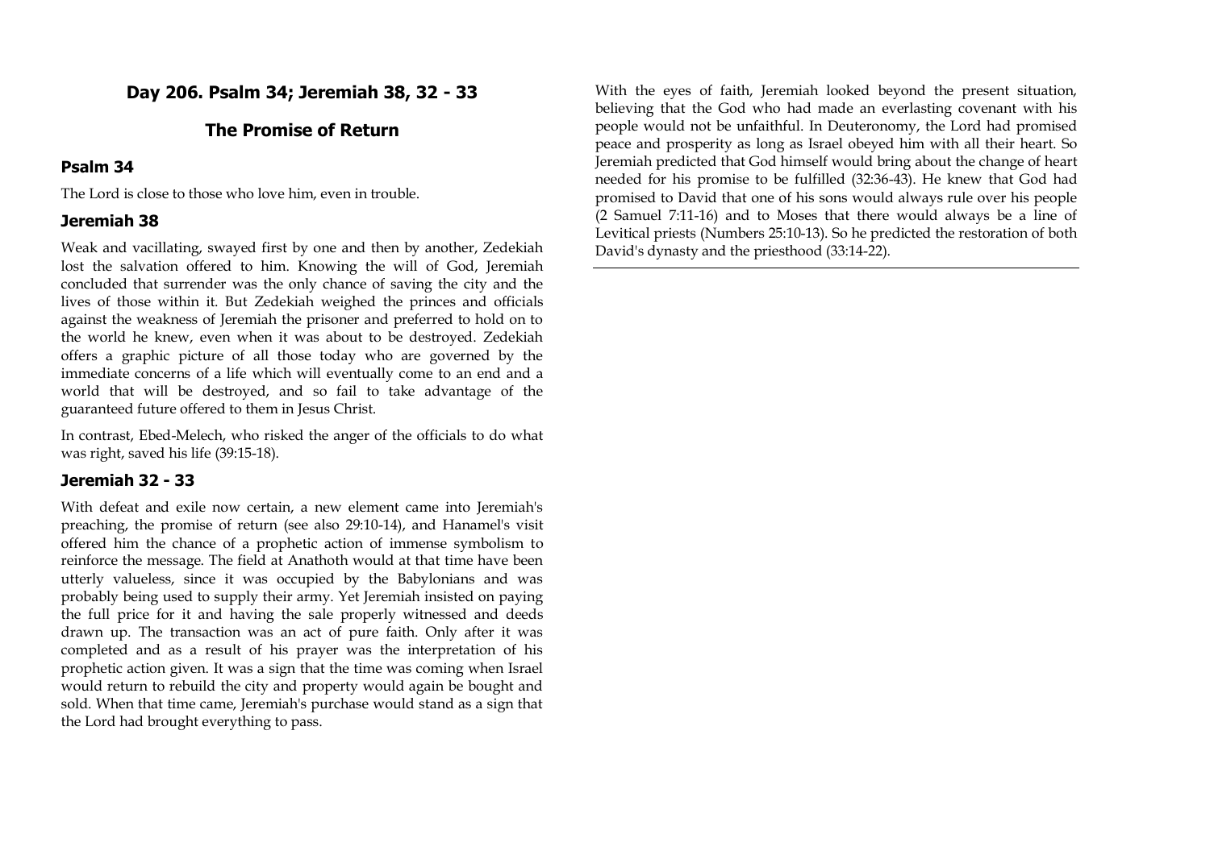## Day 206. Psalm 34; Jeremiah 38, 32 - 33

## The Promise of Return

### Psalm 34

The Lord is close to those who love him, even in trouble.

### Jeremiah 38

Weak and vacillating, swayed first by one and then by another, Zedekiah lost the salvation offered to him. Knowing the will of God, Jeremiah concluded that surrender was the only chance of saving the city and the lives of those within it. But Zedekiah weighed the princes and officials against the weakness of Jeremiah the prisoner and preferred to hold on to the world he knew, even when it was about to be destroyed. Zedekiah offers a graphic picture of all those today who are governed by the immediate concerns of a life which will eventually come to an end and a world that will be destroyed, and so fail to take advantage of the guaranteed future offered to them in Jesus Christ.

In contrast, Ebed-Melech, who risked the anger of the officials to do what was right, saved his life (39:15-18).

### Jeremiah 32 - 33

With defeat and exile now certain, a new element came into Jeremiah's preaching, the promise of return (see also 29:10-14), and Hanamel's visit offered him the chance of a prophetic action of immense symbolism to reinforce the message. The field at Anathoth would at that time have been utterly valueless, since it was occupied by the Babylonians and was probably being used to supply their army. Yet Jeremiah insisted on paying the full price for it and having the sale properly witnessed and deeds drawn up. The transaction was an act of pure faith. Only after it was completed and as a result of his prayer was the interpretation of his prophetic action given. It was a sign that the time was coming when Israel would return to rebuild the city and property would again be bought and sold. When that time came, Jeremiah's purchase would stand as a sign that the Lord had brought everything to pass.

With the eyes of faith, Jeremiah looked beyond the present situation, believing that the God who had made an everlasting covenant with his people would not be unfaithful. In Deuteronomy, the Lord had promised peace and prosperity as long as Israel obeyed him with all their heart. So Jeremiah predicted that God himself would bring about the change of heart needed for his promise to be fulfilled (32:36-43). He knew that God had promised to David that one of his sons would always rule over his people (2 Samuel 7:11-16) and to Moses that there would always be a line of Levitical priests (Numbers 25:10-13). So he predicted the restoration of both David's dynasty and the priesthood (33:14-22).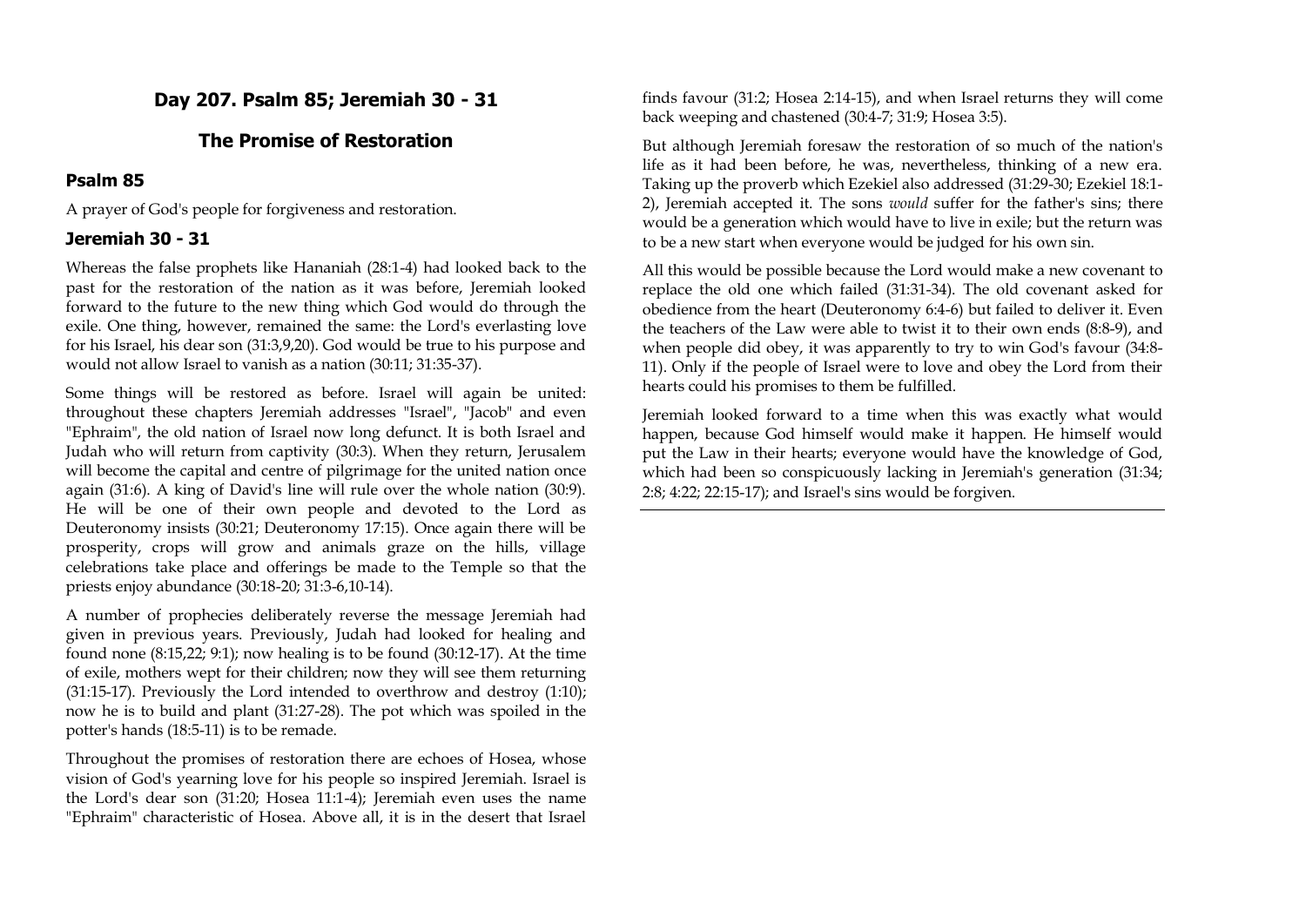## Day 207. Psalm 85; Jeremiah 30 - 31

## The Promise of Restoration

### Psalm 85

A prayer of God's people for forgiveness and restoration.

### Jeremiah 30 - 31

Whereas the false prophets like Hananiah (28:1-4) had looked back to the past for the restoration of the nation as it was before, Jeremiah looked forward to the future to the new thing which God would do through the exile. One thing, however, remained the same: the Lord's everlasting love for his Israel, his dear son (31:3,9,20). God would be true to his purpose and would not allow Israel to vanish as a nation (30:11; 31:35-37).

Some things will be restored as before. Israel will again be united: throughout these chapters Jeremiah addresses "Israel", "Jacob" and even "Ephraim", the old nation of Israel now long defunct. It is both Israel and Judah who will return from captivity (30:3). When they return, Jerusalem will become the capital and centre of pilgrimage for the united nation once again (31:6). A king of David's line will rule over the whole nation (30:9). He will be one of their own people and devoted to the Lord as Deuteronomy insists (30:21; Deuteronomy 17:15). Once again there will be prosperity, crops will grow and animals graze on the hills, village celebrations take place and offerings be made to the Temple so that the priests enjoy abundance (30:18-20; 31:3-6,10-14).

A number of prophecies deliberately reverse the message Jeremiah had given in previous years. Previously, Judah had looked for healing and found none (8:15,22; 9:1); now healing is to be found (30:12-17). At the time of exile, mothers wept for their children; now they will see them returning (31:15-17). Previously the Lord intended to overthrow and destroy (1:10); now he is to build and plant (31:27-28). The pot which was spoiled in the potter's hands (18:5-11) is to be remade.

Throughout the promises of restoration there are echoes of Hosea, whose vision of God's yearning love for his people so inspired Jeremiah. Israel is the Lord's dear son (31:20; Hosea 11:1-4); Jeremiah even uses the name "Ephraim" characteristic of Hosea. Above all, it is in the desert that Israel finds favour (31:2; Hosea 2:14-15), and when Israel returns they will come back weeping and chastened (30:4-7; 31:9; Hosea 3:5).

But although Jeremiah foresaw the restoration of so much of the nation's life as it had been before, he was, nevertheless, thinking of a new era. Taking up the proverb which Ezekiel also addressed (31:29-30; Ezekiel 18:1-2), Jeremiah accepted it. The sons *would* suffer for the father's sins; there would be a generation which would have to live in exile; but the return was to be a new start when everyone would be judged for his own sin.

All this would be possible because the Lord would make a new covenant to replace the old one which failed (31:31-34). The old covenant asked for obedience from the heart (Deuteronomy 6:4-6) but failed to deliver it. Even the teachers of the Law were able to twist it to their own ends (8:8-9), and when people did obey, it was apparently to try to win God's favour (34:8-11). Only if the people of Israel were to love and obey the Lord from their hearts could his promises to them be fulfilled.

Jeremiah looked forward to a time when this was exactly what would happen, because God himself would make it happen. He himself would put the Law in their hearts; everyone would have the knowledge of God, which had been so conspicuously lacking in Jeremiah's generation (31:34; 2:8; 4:22; 22:15-17); and Israel's sins would be forgiven.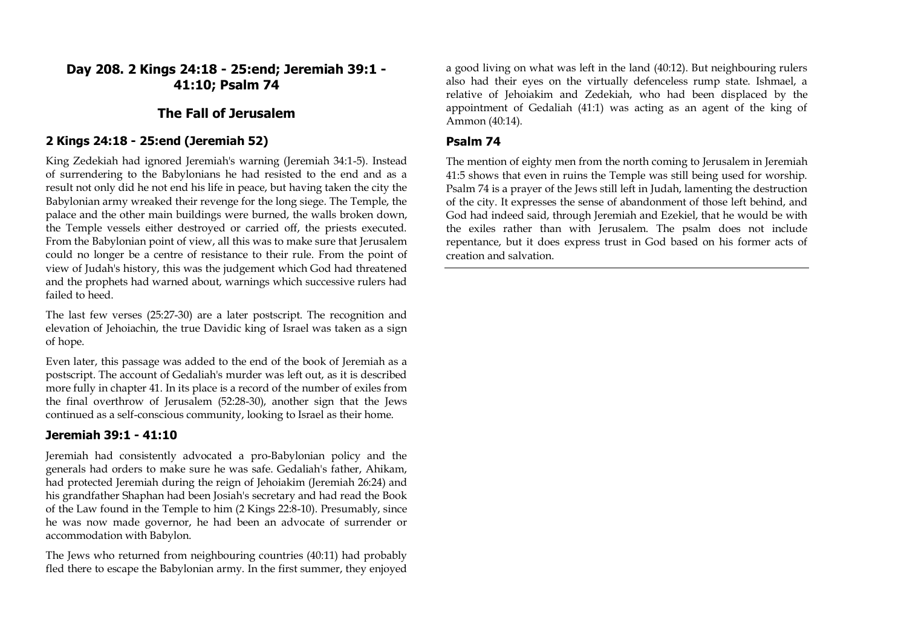## Day 208. 2 Kings 24:18 - 25:end; Jeremiah 39:1 - 41:10; Psalm 74

## The Fall of Jerusalem

### 2 Kings 24:18 - 25:end (Jeremiah 52)

King Zedekiah had ignored Jeremiah's warning (Jeremiah 34:1-5). Instead of surrendering to the Babylonians he had resisted to the end and as a result not only did he not end his life in peace, but having taken the city the Babylonian army wreaked their revenge for the long siege. The Temple, the palace and the other main buildings were burned, the walls broken down, the Temple vessels either destroyed or carried off, the priests executed. From the Babylonian point of view, all this was to make sure that Jerusalem could no longer be a centre of resistance to their rule. From the point of view of Judah's history, this was the judgement which God had threatened and the prophets had warned about, warnings which successive rulers had failed to heed.

The last few verses (25:27-30) are a later postscript. The recognition and elevation of Jehoiachin, the true Davidic king of Israel was taken as a sign of hope.

Even later, this passage was added to the end of the book of Jeremiah as a postscript. The account of Gedaliah's murder was left out, as it is described more fully in chapter 41. In its place is a record of the number of exiles from the final overthrow of Jerusalem (52:28-30), another sign that the Jews continued as a self-conscious community, looking to Israel as their home.

### Jeremiah 39:1 - 41:10

Jeremiah had consistently advocated a pro-Babylonian policy and the generals had orders to make sure he was safe. Gedaliah's father, Ahikam, had protected Jeremiah during the reign of Jehoiakim (Jeremiah 26:24) and his grandfather Shaphan had been Josiah's secretary and had read the Book of the Law found in the Temple to him (2 Kings 22:8-10). Presumably, since he was now made governor, he had been an advocate of surrender or accommodation with Babylon.

The Jews who returned from neighbouring countries (40:11) had probably fled there to escape the Babylonian army. In the first summer, they enjoyed a good living on what was left in the land (40:12). But neighbouring rulers also had their eyes on the virtually defenceless rump state. Ishmael, a relative of Jehoiakim and Zedekiah, who had been displaced by the appointment of Gedaliah (41:1) was acting as an agent of the king of Ammon (40:14).

### Psalm 74

The mention of eighty men from the north coming to Jerusalem in Jeremiah 41:5 shows that even in ruins the Temple was still being used for worship. Psalm 74 is a prayer of the Jews still left in Judah, lamenting the destruction of the city. It expresses the sense of abandonment of those left behind, and God had indeed said, through Jeremiah and Ezekiel, that he would be with the exiles rather than with Jerusalem. The psalm does not include repentance, but it does express trust in God based on his former acts of creation and salvation.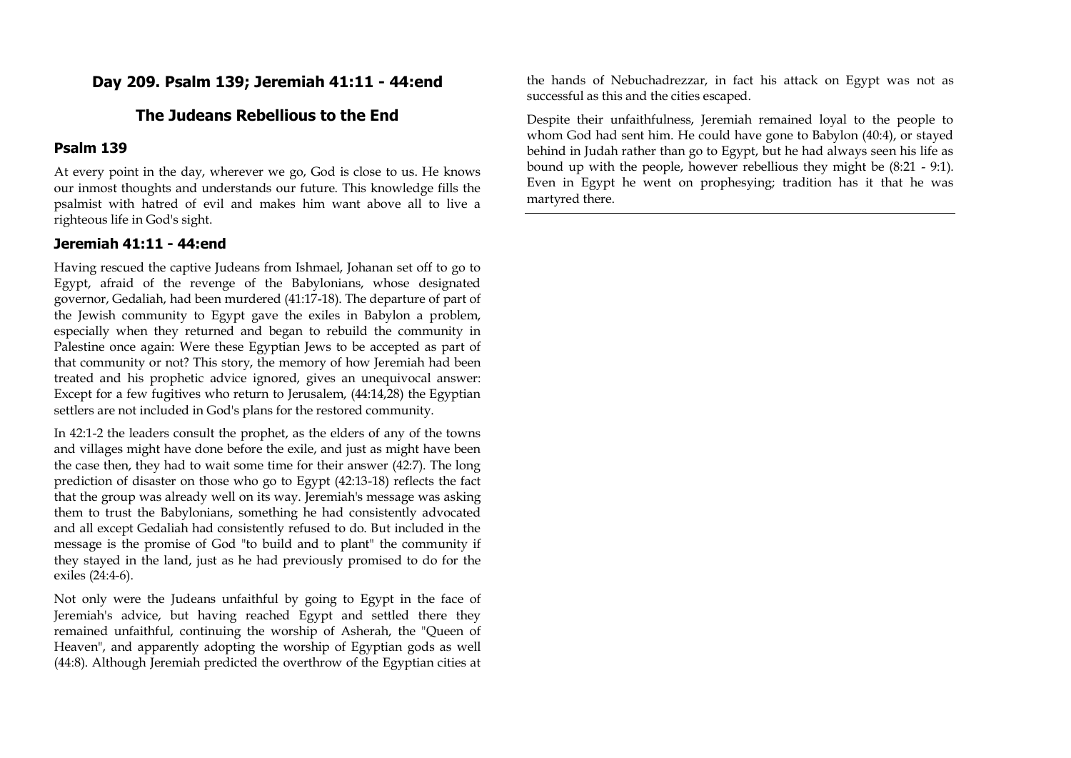## Day 209. Psalm 139; Jeremiah 41:11 - 44:end

## The Judeans Rebellious to the End

### Psalm 139

At every point in the day, wherever we go, God is close to us. He knows our inmost thoughts and understands our future. This knowledge fills the psalmist with hatred of evil and makes him want above all to live a righteous life in God's sight.

### Jeremiah 41:11 - 44:end

Having rescued the captive Judeans from Ishmael, Johanan set off to go to Egypt, afraid of the revenge of the Babylonians, whose designated governor, Gedaliah, had been murdered (41:17-18). The departure of part of the Jewish community to Egypt gave the exiles in Babylon a problem, especially when they returned and began to rebuild the community in Palestine once again: Were these Egyptian Jews to be accepted as part of that community or not? This story, the memory of how Jeremiah had been treated and his prophetic advice ignored, gives an unequivocal answer: Except for a few fugitives who return to Jerusalem, (44:14,28) the Egyptian settlers are not included in God's plans for the restored community.

In 42:1-2 the leaders consult the prophet, as the elders of any of the towns and villages might have done before the exile, and just as might have been the case then, they had to wait some time for their answer (42:7). The long prediction of disaster on those who go to Egypt (42:13-18) reflects the fact that the group was already well on its way. Jeremiah's message was asking them to trust the Babylonians, something he had consistently advocated and all except Gedaliah had consistently refused to do. But included in the message is the promise of God "to build and to plant" the community if they stayed in the land, just as he had previously promised to do for the exiles (24:4-6).

Not only were the Judeans unfaithful by going to Egypt in the face of Jeremiah's advice, but having reached Egypt and settled there they remained unfaithful, continuing the worship of Asherah, the "Queen of Heaven", and apparently adopting the worship of Egyptian gods as well (44:8). Although Jeremiah predicted the overthrow of the Egyptian cities at the hands of Nebuchadrezzar, in fact his attack on Egypt was not as successful as this and the cities escaped.

Despite their unfaithfulness, Jeremiah remained loyal to the people to whom God had sent him. He could have gone to Babylon (40:4), or stayed behind in Judah rather than go to Egypt, but he had always seen his life as bound up with the people, however rebellious they might be (8:21 - 9:1). Even in Egypt he went on prophesying; tradition has it that he was martyred there.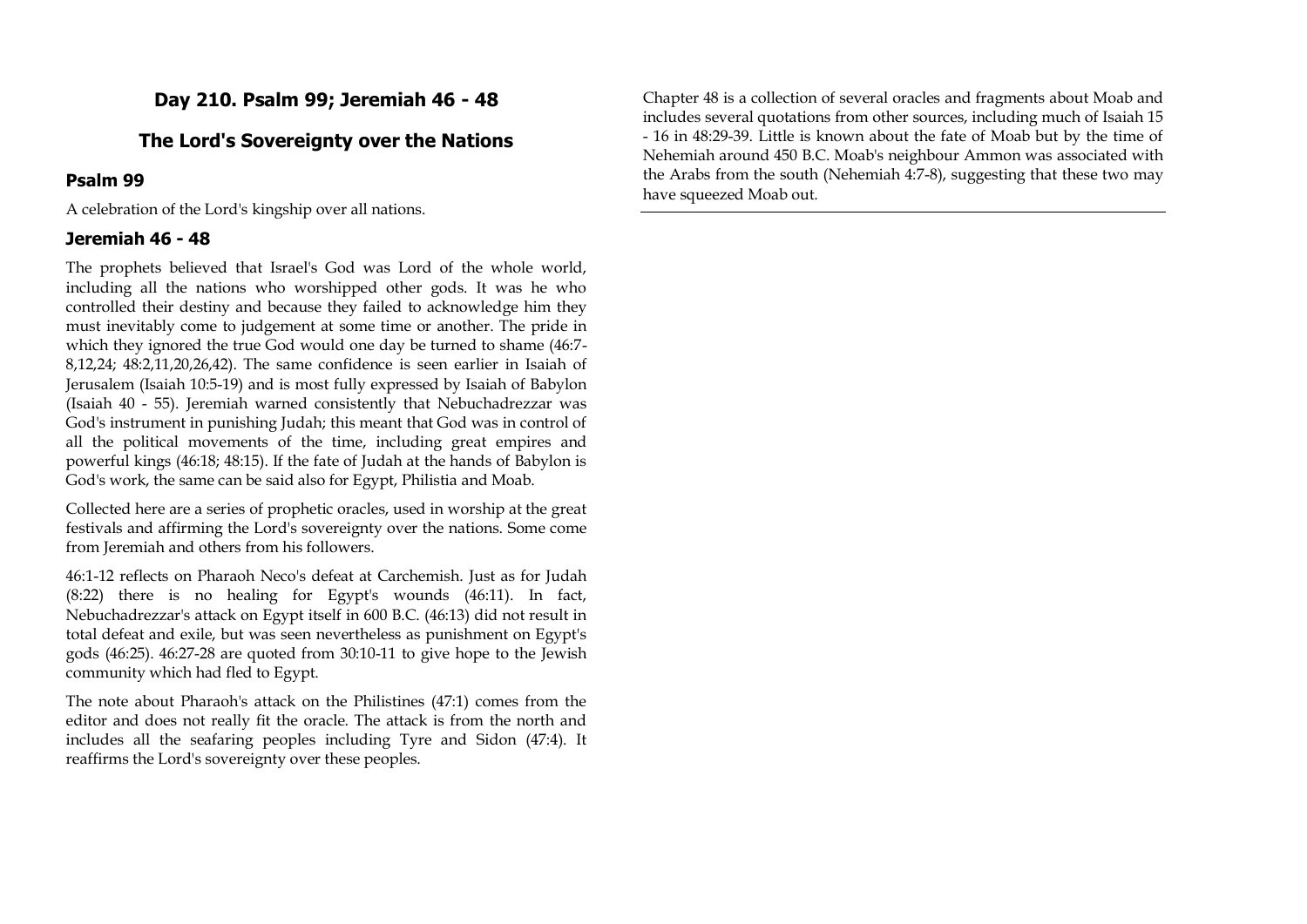## Day 210. Psalm 99; Jeremiah 46 - 48

## The Lord's Sovereignty over the Nations

### Psalm 99

A celebration of the Lord's kingship over all nations.

### Jeremiah 46 - 48

The prophets believed that Israel's God was Lord of the whole world, including all the nations who worshipped other gods. It was he who controlled their destiny and because they failed to acknowledge him they must inevitably come to judgement at some time or another. The pride in which they ignored the true God would one day be turned to shame (46:7-8,12,24; 48:2,11,20,26,42). The same confidence is seen earlier in Isaiah of Jerusalem (Isaiah 10:5-19) and is most fully expressed by Isaiah of Babylon (Isaiah 40 - 55). Jeremiah warned consistently that Nebuchadrezzar was God's instrument in punishing Judah; this meant that God was in control of all the political movements of the time, including great empires and powerful kings (46:18; 48:15). If the fate of Judah at the hands of Babylon is God's work, the same can be said also for Egypt, Philistia and Moab.

Collected here are a series of prophetic oracles, used in worship at the great festivals and affirming the Lord's sovereignty over the nations. Some come from Jeremiah and others from his followers.

46:1-12 reflects on Pharaoh Neco's defeat at Carchemish. Just as for Judah (8:22) there is no healing for Egypt's wounds (46:11). In fact, Nebuchadrezzar's attack on Egypt itself in 600 B.C. (46:13) did not result in total defeat and exile, but was seen nevertheless as punishment on Egypt's gods (46:25). 46:27-28 are quoted from 30:10-11 to give hope to the Jewish community which had fled to Egypt.

The note about Pharaoh's attack on the Philistines (47:1) comes from the editor and does not really fit the oracle. The attack is from the north and includes all the seafaring peoples including Tyre and Sidon (47:4). It reaffirms the Lord's sovereignty over these peoples.

Chapter 48 is a collection of several oracles and fragments about Moab and includes several quotations from other sources, including much of Isaiah 15 - 16 in 48:29-39. Little is known about the fate of Moab but by the time of Nehemiah around 450 B.C. Moab's neighbour Ammon was associated with the Arabs from the south (Nehemiah 4:7-8), suggesting that these two may have squeezed Moab out.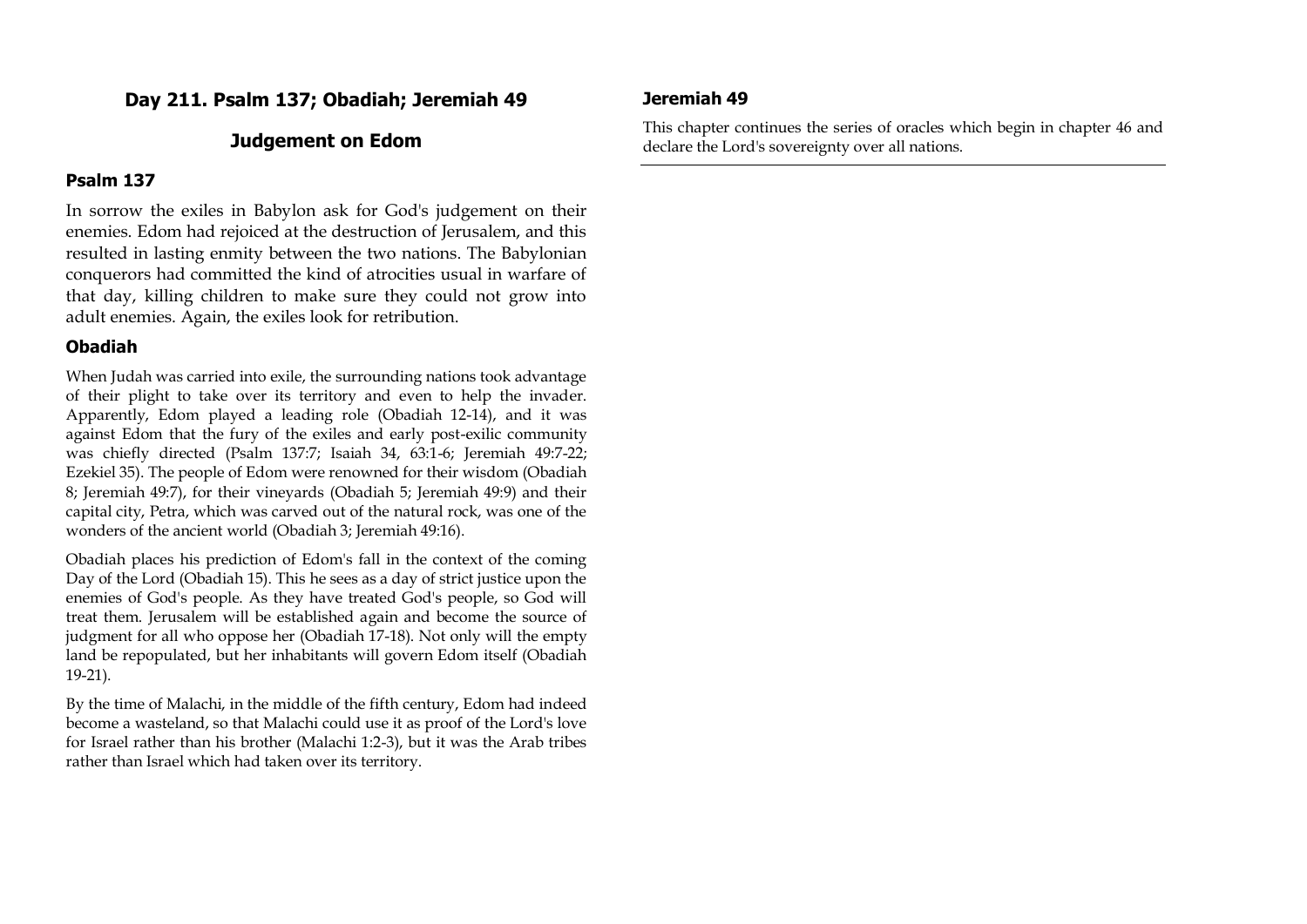## Day 211. Psalm 137; Obadiah; Jeremiah 49

## Judgement on Edom

### Psalm 137

In sorrow the exiles in Babylon ask for God's judgement on their enemies. Edom had rejoiced at the destruction of Jerusalem, and this resulted in lasting enmity between the two nations. The Babylonian conquerors had committed the kind of atrocities usual in warfare of that day, killing children to make sure they could not grow into adult enemies. Again, the exiles look for retribution.

### Obadiah

When Judah was carried into exile, the surrounding nations took advantage of their plight to take over its territory and even to help the invader. Apparently, Edom played a leading role (Obadiah 12-14), and it was against Edom that the fury of the exiles and early post-exilic community was chiefly directed (Psalm 137:7; Isaiah 34, 63:1-6; Jeremiah 49:7-22; Ezekiel 35). The people of Edom were renowned for their wisdom (Obadiah 8; Jeremiah 49:7), for their vineyards (Obadiah 5; Jeremiah 49:9) and their capital city, Petra, which was carved out of the natural rock, was one of the wonders of the ancient world (Obadiah 3; Jeremiah 49:16).

Obadiah places his prediction of Edom's fall in the context of the coming Day of the Lord (Obadiah 15). This he sees as a day of strict justice upon the enemies of God's people. As they have treated God's people, so God will treat them. Jerusalem will be established again and become the source of judgment for all who oppose her (Obadiah 17-18). Not only will the empty land be repopulated, but her inhabitants will govern Edom itself (Obadiah 19-21).

By the time of Malachi, in the middle of the fifth century, Edom had indeed become a wasteland, so that Malachi could use it as proof of the Lord's love for Israel rather than his brother (Malachi 1:2-3), but it was the Arab tribes rather than Israel which had taken over its territory.

### Jeremiah 49

This chapter continues the series of oracles which begin in chapter 46 and declare the Lord's sovereignty over all nations.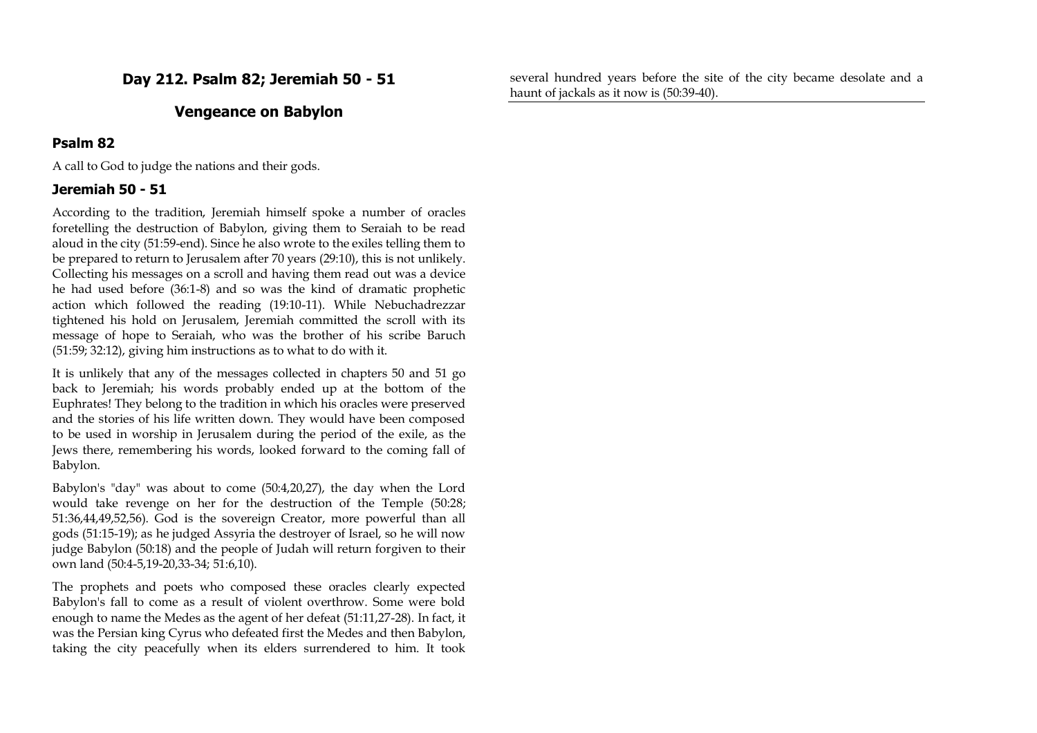## Day 212. Psalm 82; Jeremiah 50 - 51

## Vengeance on Babylon

### Psalm 82

A call to God to judge the nations and their gods.

### Jeremiah 50 - 51

According to the tradition, Jeremiah himself spoke a number of oracles foretelling the destruction of Babylon, giving them to Seraiah to be read aloud in the city (51:59-end). Since he also wrote to the exiles telling them to be prepared to return to Jerusalem after 70 years (29:10), this is not unlikely. Collecting his messages on a scroll and having them read out was a device he had used before (36:1-8) and so was the kind of dramatic prophetic action which followed the reading (19:10-11). While Nebuchadrezzar tightened his hold on Jerusalem, Jeremiah committed the scroll with its message of hope to Seraiah, who was the brother of his scribe Baruch (51:59; 32:12), giving him instructions as to what to do with it.

It is unlikely that any of the messages collected in chapters 50 and 51 go back to Jeremiah; his words probably ended up at the bottom of the Euphrates! They belong to the tradition in which his oracles were preserved and the stories of his life written down. They would have been composed to be used in worship in Jerusalem during the period of the exile, as the Jews there, remembering his words, looked forward to the coming fall of Babylon.

Babylon's "day" was about to come (50:4,20,27), the day when the Lord would take revenge on her for the destruction of the Temple (50:28; 51:36,44,49,52,56). God is the sovereign Creator, more powerful than all gods (51:15-19); as he judged Assyria the destroyer of Israel, so he will now judge Babylon (50:18) and the people of Judah will return forgiven to their own land (50:4-5,19-20,33-34; 51:6,10).

The prophets and poets who composed these oracles clearly expected Babylon's fall to come as a result of violent overthrow. Some were bold enough to name the Medes as the agent of her defeat (51:11,27-28). In fact, it was the Persian king Cyrus who defeated first the Medes and then Babylon, taking the city peacefully when its elders surrendered to him. It took several hundred years before the site of the city became desolate and a haunt of jackals as it now is (50:39-40).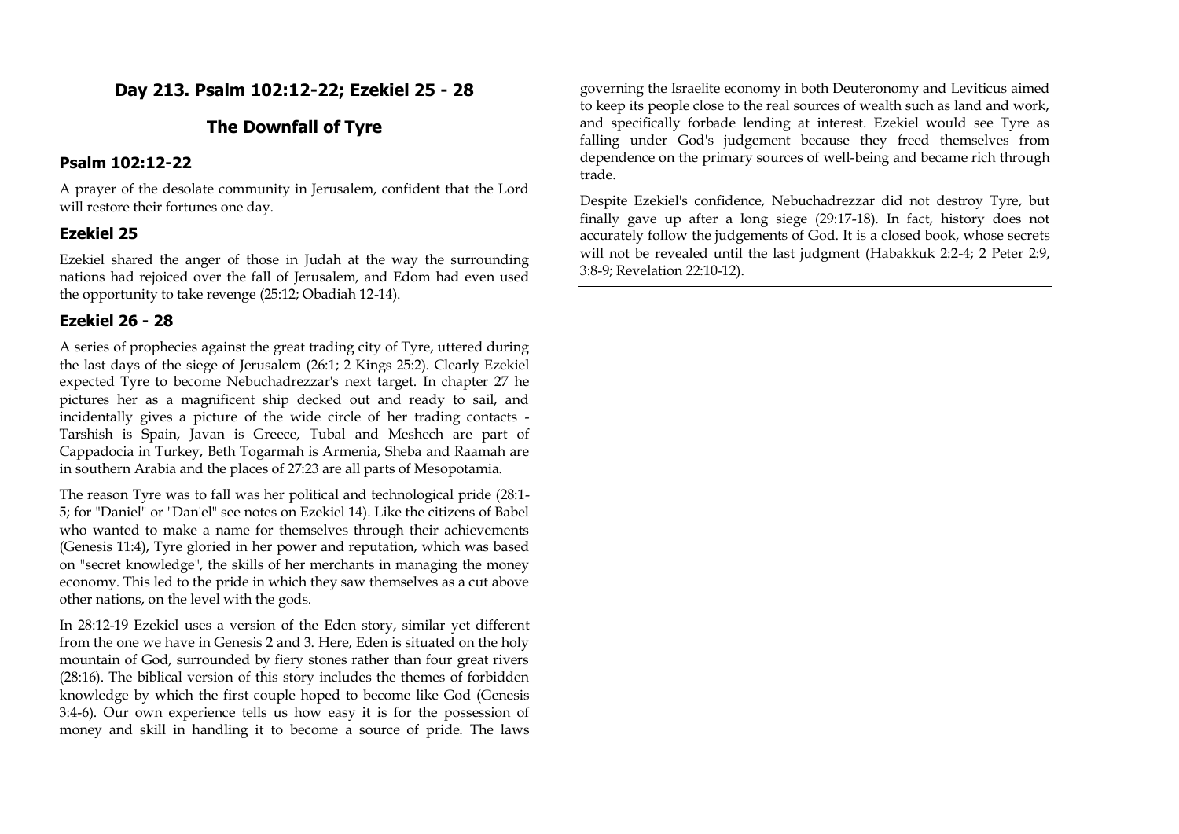## Day 213. Psalm 102:12-22; Ezekiel 25 - 28

## The Downfall of Tyre

### Psalm 102:12-22

A prayer of the desolate community in Jerusalem, confident that the Lord will restore their fortunes one day.

### Ezekiel 25

Ezekiel shared the anger of those in Judah at the way the surrounding nations had rejoiced over the fall of Jerusalem, and Edom had even used the opportunity to take revenge (25:12; Obadiah 12-14).

### Ezekiel 26 - 28

A series of prophecies against the great trading city of Tyre, uttered during the last days of the siege of Jerusalem (26:1; 2 Kings 25:2). Clearly Ezekiel expected Tyre to become Nebuchadrezzar's next target. In chapter 27 he pictures her as a magnificent ship decked out and ready to sail, and incidentally gives a picture of the wide circle of her trading contacts - Tarshish is Spain, Javan is Greece, Tubal and Meshech are part of Cappadocia in Turkey, Beth Togarmah is Armenia, Sheba and Raamah are in southern Arabia and the places of 27:23 are all parts of Mesopotamia.

The reason Tyre was to fall was her political and technological pride (28:1-5; for "Daniel" or "Dan'el" see notes on Ezekiel 14). Like the citizens of Babel who wanted to make a name for themselves through their achievements (Genesis 11:4), Tyre gloried in her power and reputation, which was based on "secret knowledge", the skills of her merchants in managing the money economy. This led to the pride in which they saw themselves as a cut above other nations, on the level with the gods.

In 28:12-19 Ezekiel uses a version of the Eden story, similar yet different from the one we have in Genesis 2 and 3. Here, Eden is situated on the holy mountain of God, surrounded by fiery stones rather than four great rivers (28:16). The biblical version of this story includes the themes of forbidden knowledge by which the first couple hoped to become like God (Genesis 3:4-6). Our own experience tells us how easy it is for the possession of money and skill in handling it to become a source of pride. The laws governing the Israelite economy in both Deuteronomy and Leviticus aimed to keep its people close to the real sources of wealth such as land and work, and specifically forbade lending at interest. Ezekiel would see Tyre as falling under God's judgement because they freed themselves from dependence on the primary sources of well-being and became rich through trade.

Despite Ezekiel's confidence, Nebuchadrezzar did not destroy Tyre, but finally gave up after a long siege (29:17-18). In fact, history does not accurately follow the judgements of God. It is a closed book, whose secrets will not be revealed until the last judgment (Habakkuk 2:2-4; 2 Peter 2:9, 3:8-9; Revelation 22:10-12).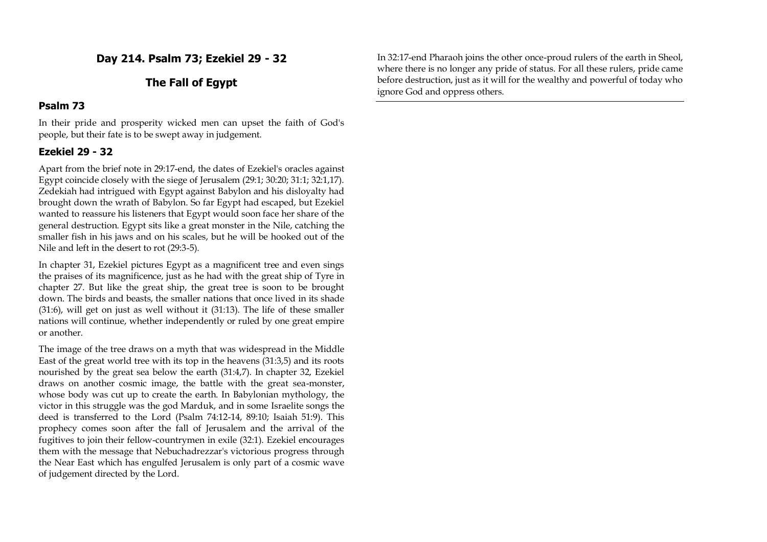## Day 214. Psalm 73; Ezekiel 29 - 32

## The Fall of Egypt

### Psalm 73

In their pride and prosperity wicked men can upset the faith of God's people, but their fate is to be swept away in judgement.

### Ezekiel 29 - 32

Apart from the brief note in 29:17-end, the dates of Ezekiel's oracles against Egypt coincide closely with the siege of Jerusalem (29:1; 30:20; 31:1; 32:1,17). Zedekiah had intrigued with Egypt against Babylon and his disloyalty had brought down the wrath of Babylon. So far Egypt had escaped, but Ezekiel wanted to reassure his listeners that Egypt would soon face her share of the general destruction. Egypt sits like a great monster in the Nile, catching the smaller fish in his jaws and on his scales, but he will be hooked out of the Nile and left in the desert to rot (29:3-5).

In chapter 31, Ezekiel pictures Egypt as a magnificent tree and even sings the praises of its magnificence, just as he had with the great ship of Tyre in chapter 27. But like the great ship, the great tree is soon to be brought down. The birds and beasts, the smaller nations that once lived in its shade (31:6), will get on just as well without it (31:13). The life of these smaller nations will continue, whether independently or ruled by one great empire or another.

The image of the tree draws on a myth that was widespread in the Middle East of the great world tree with its top in the heavens (31:3,5) and its roots nourished by the great sea below the earth (31:4,7). In chapter 32, Ezekiel draws on another cosmic image, the battle with the great sea-monster, whose body was cut up to create the earth. In Babylonian mythology, the victor in this struggle was the god Marduk, and in some Israelite songs the deed is transferred to the Lord (Psalm 74:12-14, 89:10; Isaiah 51:9). This prophecy comes soon after the fall of Jerusalem and the arrival of the fugitives to join their fellow-countrymen in exile (32:1). Ezekiel encourages them with the message that Nebuchadrezzar's victorious progress through the Near East which has engulfed Jerusalem is only part of a cosmic wave of judgement directed by the Lord.

In 32:17-end Pharaoh joins the other once-proud rulers of the earth in Sheol, where there is no longer any pride of status. For all these rulers, pride came before destruction, just as it will for the wealthy and powerful of today who ignore God and oppress others.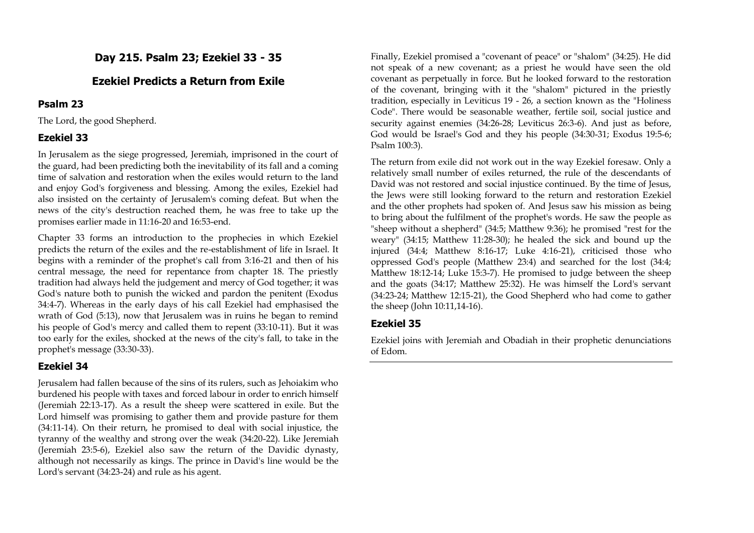## Day 215. Psalm 23; Ezekiel 33 - 35

## Ezekiel Predicts a Return from Exile

### Psalm 23

The Lord, the good Shepherd.

### Ezekiel 33

In Jerusalem as the siege progressed, Jeremiah, imprisoned in the court of the guard, had been predicting both the inevitability of its fall and a coming time of salvation and restoration when the exiles would return to the land and enjoy God's forgiveness and blessing. Among the exiles, Ezekiel had also insisted on the certainty of Jerusalem's coming defeat. But when the news of the city's destruction reached them, he was free to take up the promises earlier made in 11:16-20 and 16:53-end.

Chapter 33 forms an introduction to the prophecies in which Ezekiel predicts the return of the exiles and the re-establishment of life in Israel. It begins with a reminder of the prophet's call from 3:16-21 and then of his central message, the need for repentance from chapter 18. The priestly tradition had always held the judgement and mercy of God together; it was God's nature both to punish the wicked and pardon the penitent (Exodus 34:4-7). Whereas in the early days of his call Ezekiel had emphasised the wrath of God (5:13), now that Jerusalem was in ruins he began to remind his people of God's mercy and called them to repent (33:10-11). But it was too early for the exiles, shocked at the news of the city's fall, to take in the prophet's message (33:30-33).

### Ezekiel 34

Jerusalem had fallen because of the sins of its rulers, such as Jehoiakim who burdened his people with taxes and forced labour in order to enrich himself (Jeremiah 22:13-17). As a result the sheep were scattered in exile. But the Lord himself was promising to gather them and provide pasture for them (34:11-14). On their return, he promised to deal with social injustice, the tyranny of the wealthy and strong over the weak (34:20-22). Like Jeremiah (Jeremiah 23:5-6), Ezekiel also saw the return of the Davidic dynasty, although not necessarily as kings. The prince in David's line would be the Lord's servant (34:23-24) and rule as his agent.

Finally, Ezekiel promised a "covenant of peace" or "shalom" (34:25). He did not speak of a new covenant; as a priest he would have seen the old covenant as perpetually in force. But he looked forward to the restoration of the covenant, bringing with it the "shalom" pictured in the priestly tradition, especially in Leviticus 19 - 26, a section known as the "Holiness Code". There would be seasonable weather, fertile soil, social justice and security against enemies (34:26-28; Leviticus 26:3-6). And just as before, God would be Israel's God and they his people (34:30-31; Exodus 19:5-6; Psalm 100:3).

The return from exile did not work out in the way Ezekiel foresaw. Only a relatively small number of exiles returned, the rule of the descendants of David was not restored and social injustice continued. By the time of Jesus, the Jews were still looking forward to the return and restoration Ezekiel and the other prophets had spoken of. And Jesus saw his mission as being to bring about the fulfilment of the prophet's words. He saw the people as "sheep without a shepherd" (34:5; Matthew 9:36); he promised "rest for the weary" (34:15; Matthew 11:28-30); he healed the sick and bound up the injured (34:4; Matthew 8:16-17; Luke 4:16-21), criticised those who oppressed God's people (Matthew 23:4) and searched for the lost (34:4; Matthew 18:12-14; Luke 15:3-7). He promised to judge between the sheep and the goats (34:17; Matthew 25:32). He was himself the Lord's servant (34:23-24; Matthew 12:15-21), the Good Shepherd who had come to gather the sheep (John 10:11,14-16).

### Ezekiel 35

Ezekiel joins with Jeremiah and Obadiah in their prophetic denunciations of Edom.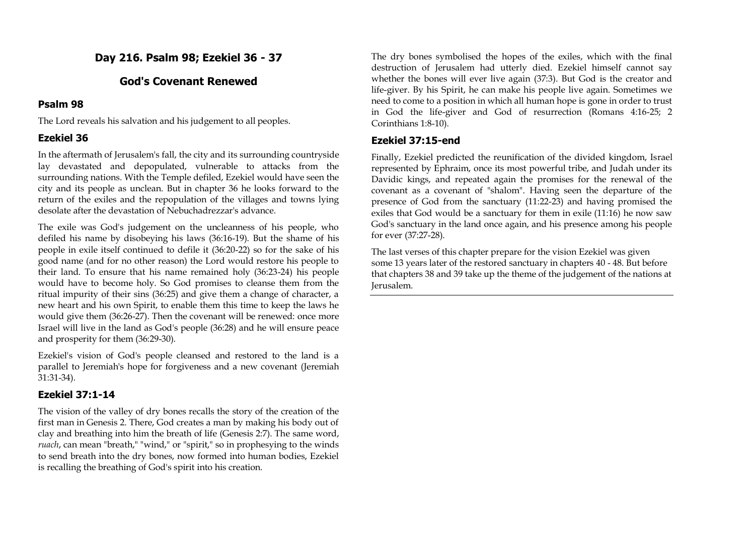## Day 216. Psalm 98; Ezekiel 36 - 37

## God's Covenant Renewed

### Psalm 98

The Lord reveals his salvation and his judgement to all peoples.

### Ezekiel 36

In the aftermath of Jerusalem's fall, the city and its surrounding countryside lay devastated and depopulated, vulnerable to attacks from the surrounding nations. With the Temple defiled, Ezekiel would have seen the city and its people as unclean. But in chapter 36 he looks forward to the return of the exiles and the repopulation of the villages and towns lying desolate after the devastation of Nebuchadrezzar's advance.

The exile was God's judgement on the uncleanness of his people, who defiled his name by disobeying his laws (36:16-19). But the shame of his people in exile itself continued to defile it (36:20-22) so for the sake of his good name (and for no other reason) the Lord would restore his people to their land. To ensure that his name remained holy (36:23-24) his people would have to become holy. So God promises to cleanse them from the ritual impurity of their sins (36:25) and give them a change of character, a new heart and his own Spirit, to enable them this time to keep the laws he would give them (36:26-27). Then the covenant will be renewed: once more Israel will live in the land as God's people (36:28) and he will ensure peace and prosperity for them (36:29-30).

Ezekiel's vision of God's people cleansed and restored to the land is a parallel to Jeremiah's hope for forgiveness and a new covenant (Jeremiah 31:31-34).

### Ezekiel 37:1-14

The vision of the valley of dry bones recalls the story of the creation of the first man in Genesis 2. There, God creates a man by making his body out of clay and breathing into him the breath of life (Genesis 2:7). The same word, *ruach*, can mean "breath," "wind," or "spirit," so in prophesying to the winds to send breath into the dry bones, now formed into human bodies, Ezekiel is recalling the breathing of God's spirit into his creation.

The dry bones symbolised the hopes of the exiles, which with the final destruction of Jerusalem had utterly died. Ezekiel himself cannot say whether the bones will ever live again (37:3). But God is the creator and life-giver. By his Spirit, he can make his people live again. Sometimes we need to come to a position in which all human hope is gone in order to trust in God the life-giver and God of resurrection (Romans 4:16-25; 2 Corinthians 1:8-10).

### Ezekiel 37:15-end

Finally, Ezekiel predicted the reunification of the divided kingdom, Israel represented by Ephraim, once its most powerful tribe, and Judah under its Davidic kings, and repeated again the promises for the renewal of the covenant as a covenant of "shalom". Having seen the departure of the presence of God from the sanctuary (11:22-23) and having promised the exiles that God would be a sanctuary for them in exile (11:16) he now saw God's sanctuary in the land once again, and his presence among his people for ever (37:27-28).

The last verses of this chapter prepare for the vision Ezekiel was given some 13 years later of the restored sanctuary in chapters 40 - 48. But before that chapters 38 and 39 take up the theme of the judgement of the nations at Jerusalem.